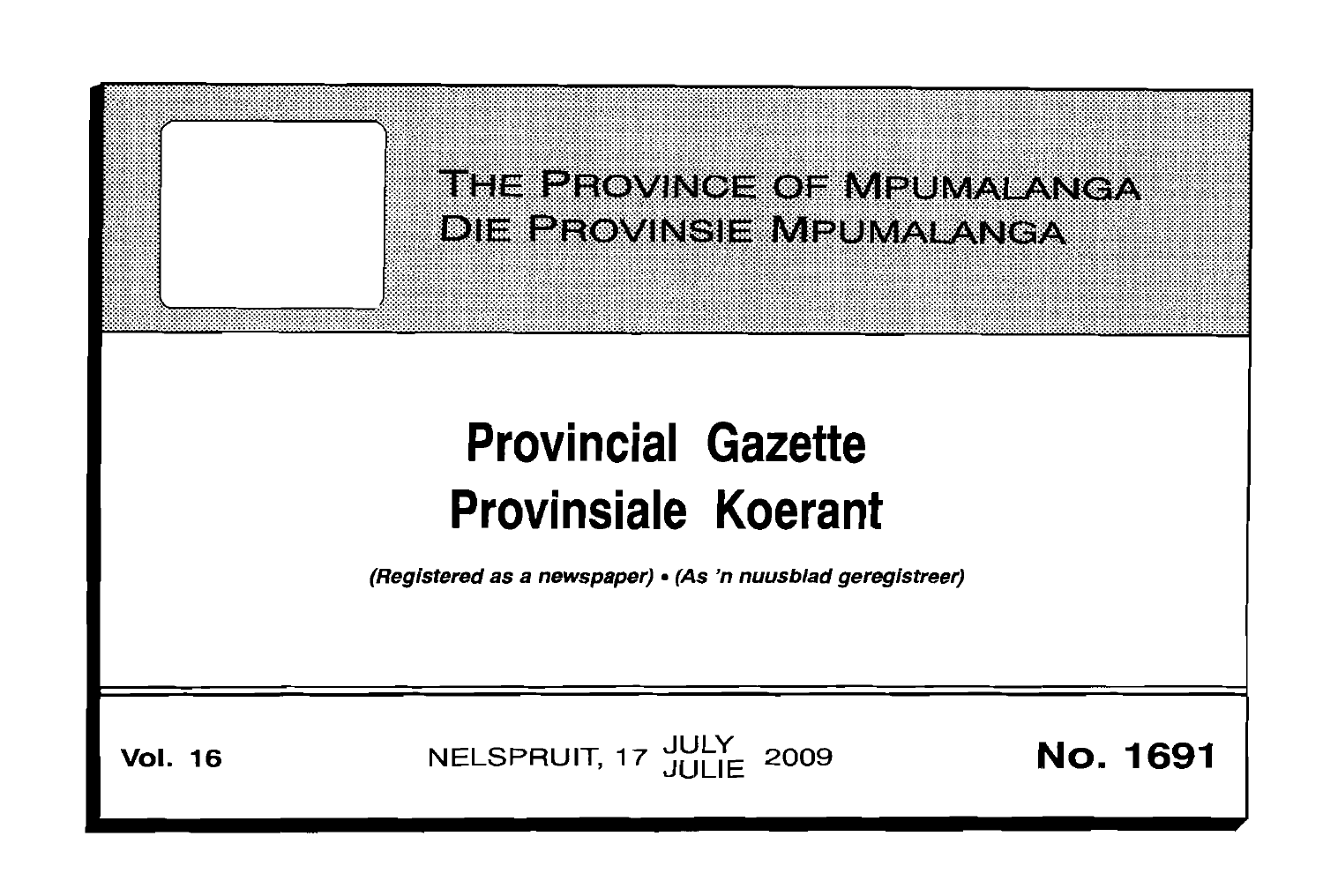# THE PROVINCE OF MPUMALANGA
# DIE PROVINSIE MPUMALANGA

# Provincial Gazette
# Provinsiale Koerant

*(Registered as a newspaper) • (As 'n nuusblad geregistreer)*

**Vol. 16** NELSPRUIT, 17 JULY JULIE 2009 **No. 1691**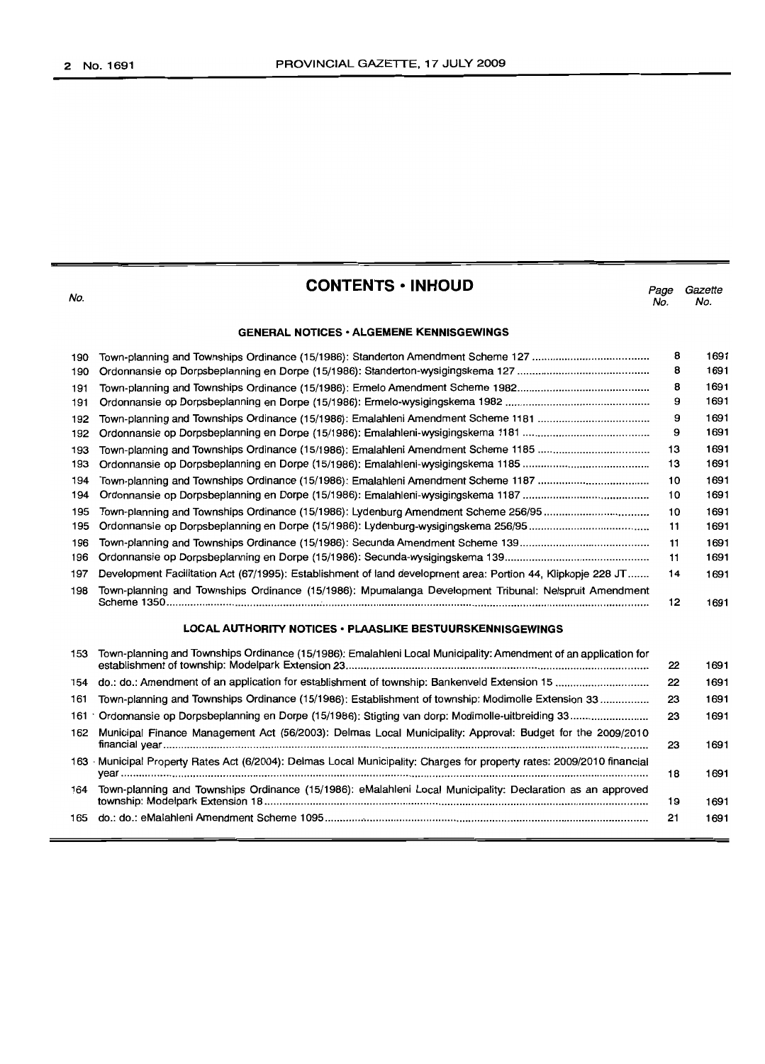# CONTENTS • INHOUD

| No. | | Page No. | Gazette No. |
|---|---|---|---|
| | **GENERAL NOTICES • ALGEMENE KENNISGEWINGS** | | |
| 190 | Town-planning and Townships Ordinance (15/1986): Standerton Amendment Scheme 127 | 8 | 1691 |
| 190 | Ordonnansie op Dorpsbeplanning en Dorpe (15/1986): Standerton-wysigingskema 127 | 8 | 1691 |
| 191 | Town-planning and Townships Ordinance (15/1986): Ermelo Amendment Scheme 1982 | 8 | 1691 |
| 191 | Ordonnansie op Dorpsbeplanning en Dorpe (15/1986): Ermelo-wysigingskema 1982 | 9 | 1691 |
| 192 | Town-planning and Townships Ordinance (15/1986): Emalahleni Amendment Scheme 1181 | 9 | 1691 |
| 192 | Ordonnansie op Dorpsbeplanning en Dorpe (15/1986): Emalahleni-wysigingskema 1181 | 9 | 1691 |
| 193 | Town-planning and Townships Ordinance (15/1986): Emalahleni Amendment Scheme 1185 | 13 | 1691 |
| 193 | Ordonnansie op Dorpsbeplanning en Dorpe (15/1986): Emalahleni-wysigingskema 1185 | 13 | 1691 |
| 194 | Town-planning and Townships Ordinance (15/1986): Emalahleni Amendment Scheme 1187 | 10 | 1691 |
| 194 | Ordonnansie op Dorpsbeplanning en Dorpe (15/1986): Emalahleni-wysigingskema 1187 | 10 | 1691 |
| 195 | Town-planning and Townships Ordinance (15/1986): Lydenburg Amendment Scheme 256/95 | 10 | 1691 |
| 195 | Ordonnansie op Dorpsbeplanning en Dorpe (15/1986): Lydenburg-wysigingskema 256/95 | 11 | 1691 |
| 196 | Town-planning and Townships Ordinance (15/1986): Secunda Amendment Scheme 139 | 11 | 1691 |
| 196 | Ordonnansie op Dorpsbeplanning en Dorpe (15/1986): Secunda-wysigingskema 139 | 11 | 1691 |
| 197 | Development Facilitation Act (67/1995): Establishment of land development area: Portion 44, Klipkopje 228 JT | 14 | 1691 |
| 198 | Town-planning and Townships Ordinance (15/1986): Mpumalanga Development Tribunal: Nelspruit Amendment Scheme 1350 | 12 | 1691 |
| | **LOCAL AUTHORITY NOTICES • PLAASLIKE BESTUURSKENNISGEWINGS** | | |
| 153 | Town-planning and Townships Ordinance (15/1986): Emalahleni Local Municipality: Amendment of an application for establishment of township: Modelpark Extension 23 | 22 | 1691 |
| 154 | do.: do.: Amendment of an application for establishment of township: Bankenveld Extension 15 | 22 | 1691 |
| 161 | Town-planning and Townships Ordinance (15/1986): Establishment of township: Modimolle Extension 33 | 23 | 1691 |
| 161 | Ordonnansie op Dorpsbeplanning en Dorpe (15/1986): Stigting van dorp: Modimolle-uitbreiding 33 | 23 | 1691 |
| 162 | Municipal Finance Management Act (56/2003): Delmas Local Municipality: Approval: Budget for the 2009/2010 financial year | 23 | 1691 |
| 163 | Municipal Property Rates Act (6/2004): Delmas Local Municipality: Charges for property rates: 2009/2010 financial year | 18 | 1691 |
| 164 | Town-planning and Townships Ordinance (15/1986): eMalahleni Local Municipality: Declaration as an approved township: Modelpark Extension 18 | 19 | 1691 |
| 165 | do.: do.: eMalahleni Amendment Scheme 1095 | 21 | 1691 |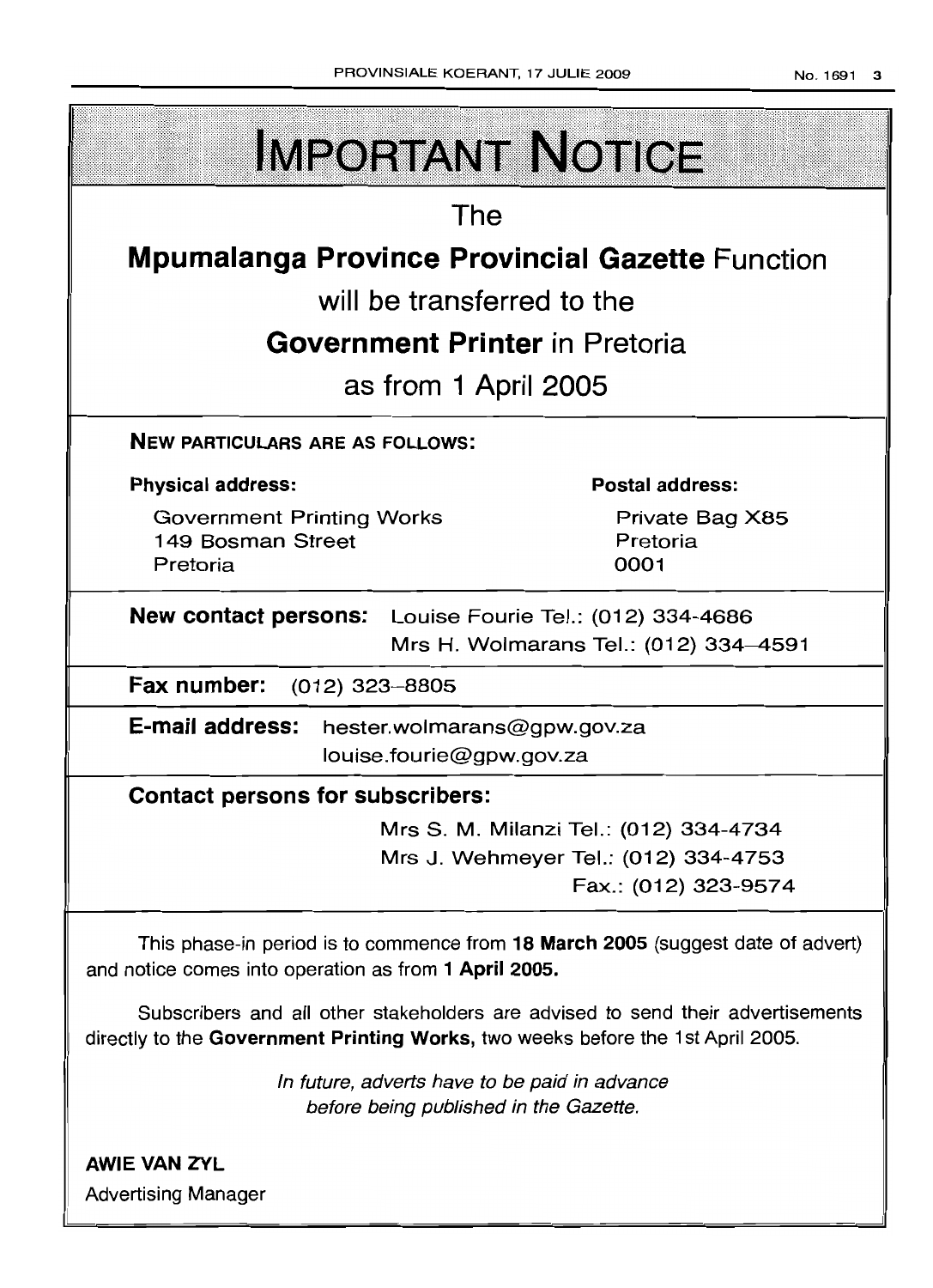# IMPORTANT NOTICE

The

**Mpumalanga Province Provincial Gazette** Function

will be transferred to the

**Government Printer** in Pretoria

as from 1 April 2005

**NEW PARTICULARS ARE AS FOLLOWS:**

**Physical address:**

Government Printing Works
149 Bosman Street
Pretoria

**Postal address:**

Private Bag X85
Pretoria
0001

**New contact persons:** Louise Fourie Tel.: (012) 334-4686
Mrs H. Wolmarans Tel.: (012) 334–4591

**Fax number:** (012) 323–8805

**E-mail address:** hester.wolmarans@gpw.gov.za
louise.fourie@gpw.gov.za

**Contact persons for subscribers:**

Mrs S. M. Milanzi Tel.: (012) 334-4734
Mrs J. Wehmeyer Tel.: (012) 334-4753
Fax.: (012) 323-9574

This phase-in period is to commence from **18 March 2005** (suggest date of advert) and notice comes into operation as from **1 April 2005.**

Subscribers and all other stakeholders are advised to send their advertisements directly to the **Government Printing Works,** two weeks before the 1st April 2005.

*In future, adverts have to be paid in advance before being published in the Gazette.*

**AWIE VAN ZYL**
Advertising Manager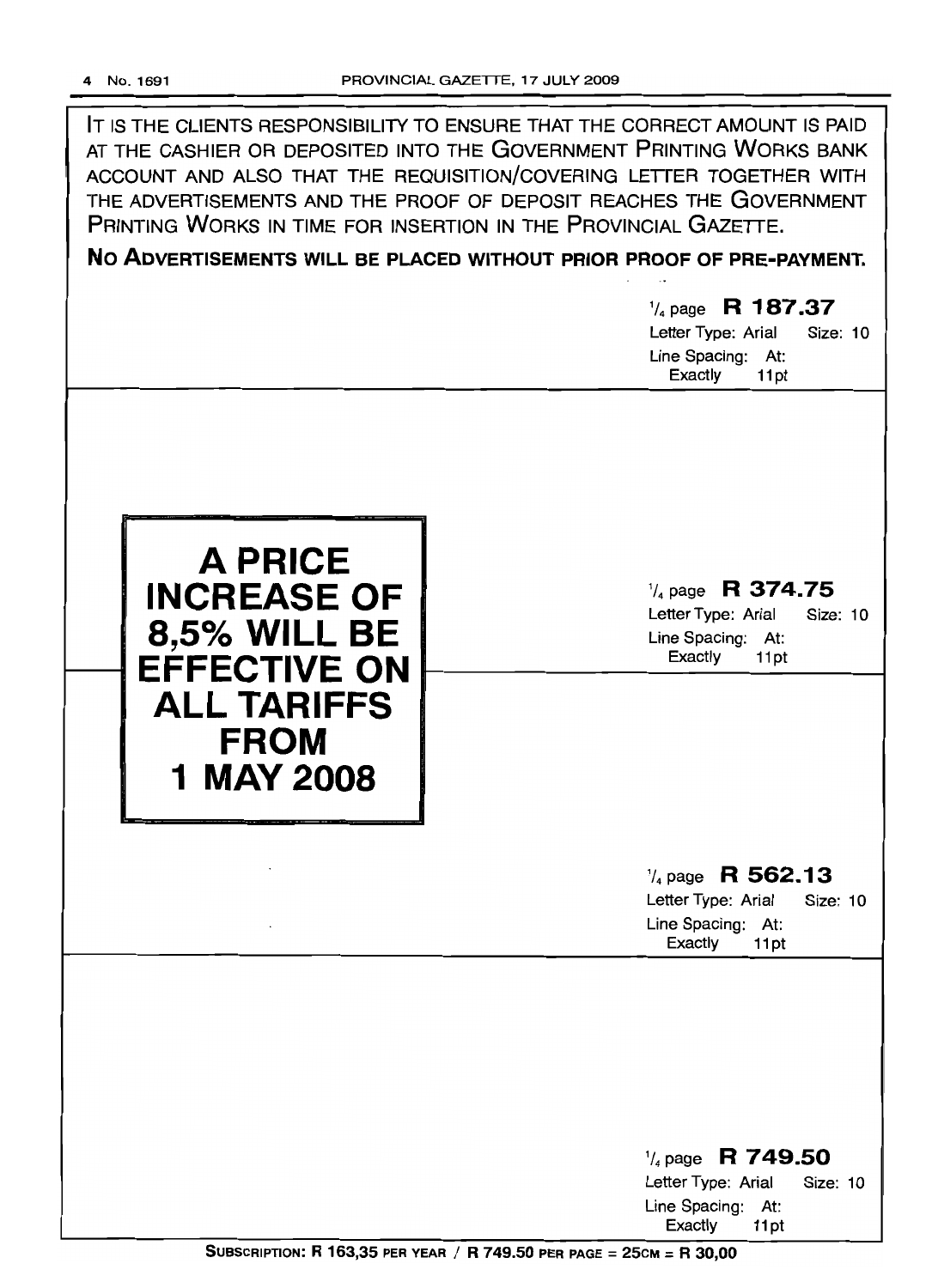IT IS THE CLIENTS RESPONSIBILITY TO ENSURE THAT THE CORRECT AMOUNT IS PAID AT THE CASHIER OR DEPOSITED INTO THE GOVERNMENT PRINTING WORKS BANK ACCOUNT AND ALSO THAT THE REQUISITION/COVERING LETTER TOGETHER WITH THE ADVERTISEMENTS AND THE PROOF OF DEPOSIT REACHES THE GOVERNMENT PRINTING WORKS IN TIME FOR INSERTION IN THE PROVINCIAL GAZETTE.

**NO ADVERTISEMENTS WILL BE PLACED WITHOUT PRIOR PROOF OF PRE-PAYMENT.**

1/4 page **R 187.37**
Letter Type: Arial Size: 10
Line Spacing: At: Exactly 11pt

**A PRICE INCREASE OF 8,5% WILL BE EFFECTIVE ON ALL TARIFFS FROM 1 MAY 2008**

1/4 page **R 374.75**
Letter Type: Arial Size: 10
Line Spacing: At: Exactly 11pt

1/4 page **R 562.13**
Letter Type: Arial Size: 10
Line Spacing: At: Exactly 11pt

1/4 page **R 749.50**
Letter Type: Arial Size: 10
Line Spacing: At: Exactly 11pt

**SUBSCRIPTION: R 163,35 PER YEAR / R 749.50 PER PAGE = 25CM = R 30,00**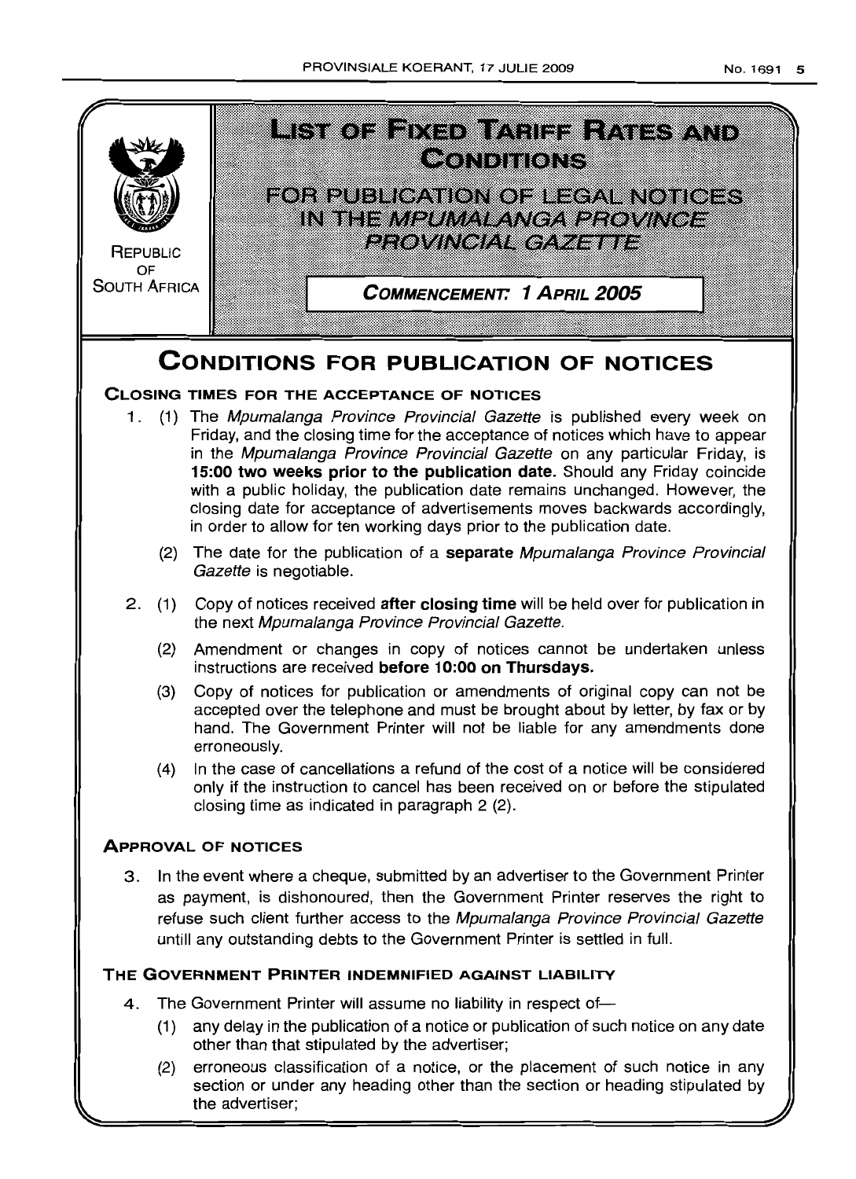REPUBLIC OF SOUTH AFRICA

# LIST OF FIXED TARIFF RATES AND CONDITIONS

## FOR PUBLICATION OF LEGAL NOTICES IN THE *MPUMALANGA PROVINCE PROVINCIAL GAZETTE*

**COMMENCEMENT: 1 APRIL 2005**

# CONDITIONS FOR PUBLICATION OF NOTICES

### CLOSING TIMES FOR THE ACCEPTANCE OF NOTICES

1. (1) The *Mpumalanga Province Provincial Gazette* is published every week on Friday, and the closing time for the acceptance of notices which have to appear in the *Mpumalanga Province Provincial Gazette* on any particular Friday, is **15:00 two weeks prior to the publication date.** Should any Friday coincide with a public holiday, the publication date remains unchanged. However, the closing date for acceptance of advertisements moves backwards accordingly, in order to allow for ten working days prior to the publication date.

   (2) The date for the publication of a **separate** *Mpumalanga Province Provincial Gazette* is negotiable.

2. (1) Copy of notices received **after closing time** will be held over for publication in the next *Mpumalanga Province Provincial Gazette.*

   (2) Amendment or changes in copy of notices cannot be undertaken unless instructions are received **before 10:00 on Thursdays.**

   (3) Copy of notices for publication or amendments of original copy can not be accepted over the telephone and must be brought about by letter, by fax or by hand. The Government Printer will not be liable for any amendments done erroneously.

   (4) In the case of cancellations a refund of the cost of a notice will be considered only if the instruction to cancel has been received on or before the stipulated closing time as indicated in paragraph 2 (2).

### APPROVAL OF NOTICES

3. In the event where a cheque, submitted by an advertiser to the Government Printer as payment, is dishonoured, then the Government Printer reserves the right to refuse such client further access to the *Mpumalanga Province Provincial Gazette* untill any outstanding debts to the Government Printer is settled in full.

### THE GOVERNMENT PRINTER INDEMNIFIED AGAINST LIABILITY

4. The Government Printer will assume no liability in respect of—

   (1) any delay in the publication of a notice or publication of such notice on any date other than that stipulated by the advertiser;

   (2) erroneous classification of a notice, or the placement of such notice in any section or under any heading other than the section or heading stipulated by the advertiser;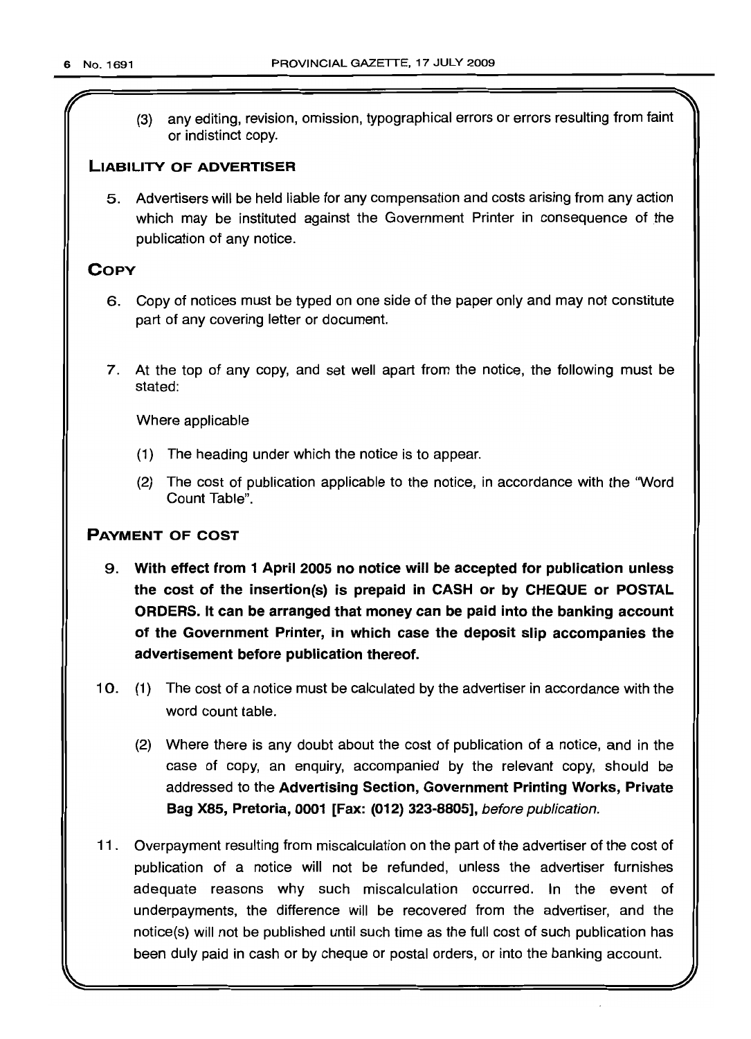(3) any editing, revision, omission, typographical errors or errors resulting from faint or indistinct copy.

## LIABILITY OF ADVERTISER

5. Advertisers will be held liable for any compensation and costs arising from any action which may be instituted against the Government Printer in consequence of the publication of any notice.

## COPY

6. Copy of notices must be typed on one side of the paper only and may not constitute part of any covering letter or document.

7. At the top of any copy, and set well apart from the notice, the following must be stated:

   Where applicable

   (1) The heading under which the notice is to appear.

   (2) The cost of publication applicable to the notice, in accordance with the "Word Count Table".

## PAYMENT OF COST

9. **With effect from 1 April 2005 no notice will be accepted for publication unless the cost of the insertion(s) is prepaid in CASH or by CHEQUE or POSTAL ORDERS. It can be arranged that money can be paid into the banking account of the Government Printer, in which case the deposit slip accompanies the advertisement before publication thereof.**

10. (1) The cost of a notice must be calculated by the advertiser in accordance with the word count table.

    (2) Where there is any doubt about the cost of publication of a notice, and in the case of copy, an enquiry, accompanied by the relevant copy, should be addressed to the **Advertising Section, Government Printing Works, Private Bag X85, Pretoria, 0001 [Fax: (012) 323-8805],** *before publication.*

11. Overpayment resulting from miscalculation on the part of the advertiser of the cost of publication of a notice will not be refunded, unless the advertiser furnishes adequate reasons why such miscalculation occurred. In the event of underpayments, the difference will be recovered from the advertiser, and the notice(s) will not be published until such time as the full cost of such publication has been duly paid in cash or by cheque or postal orders, or into the banking account.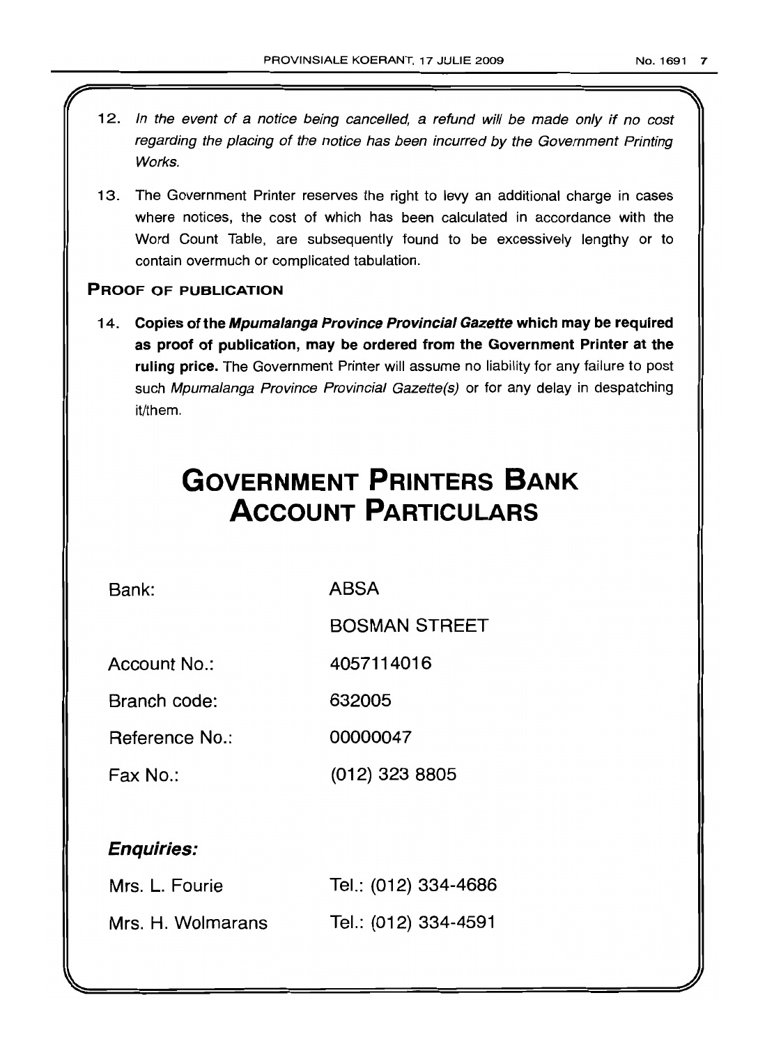12. *In the event of a notice being cancelled, a refund will be made only if no cost regarding the placing of the notice has been incurred by the Government Printing Works.*

13. The Government Printer reserves the right to levy an additional charge in cases where notices, the cost of which has been calculated in accordance with the Word Count Table, are subsequently found to be excessively lengthy or to contain overmuch or complicated tabulation.

## PROOF OF PUBLICATION

14. **Copies of the *Mpumalanga Province Provincial Gazette* which may be required as proof of publication, may be ordered from the Government Printer at the ruling price.** The Government Printer will assume no liability for any failure to post such *Mpumalanga Province Provincial Gazette(s)* or for any delay in despatching it/them.

# GOVERNMENT PRINTERS BANK ACCOUNT PARTICULARS

| | |
|---|---|
| Bank: | ABSA |
| | BOSMAN STREET |
| Account No.: | 4057114016 |
| Branch code: | 632005 |
| Reference No.: | 00000047 |
| Fax No.: | (012) 323 8805 |

### *Enquiries:*

| | |
|---|---|
| Mrs. L. Fourie | Tel.: (012) 334-4686 |
| Mrs. H. Wolmarans | Tel.: (012) 334-4591 |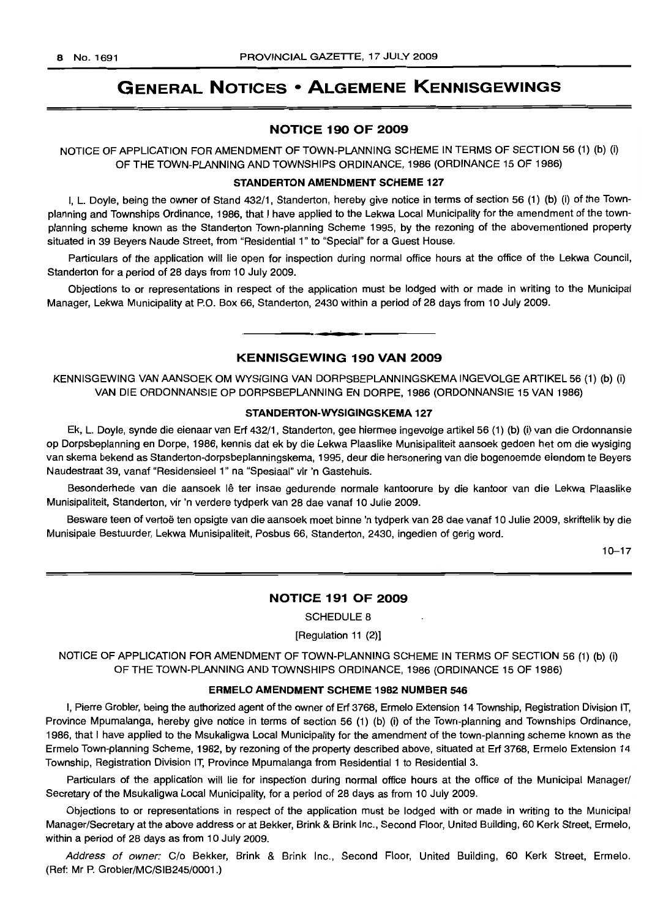# GENERAL NOTICES • ALGEMENE KENNISGEWINGS

## NOTICE 190 OF 2009

NOTICE OF APPLICATION FOR AMENDMENT OF TOWN-PLANNING SCHEME IN TERMS OF SECTION 56 (1) (b) (i) OF THE TOWN-PLANNING AND TOWNSHIPS ORDINANCE, 1986 (ORDINANCE 15 OF 1986)

### STANDERTON AMENDMENT SCHEME 127

I, L. Doyle, being the owner of Stand 432/1, Standerton, hereby give notice in terms of section 56 (1) (b) (i) of the Town-planning and Townships Ordinance, 1986, that I have applied to the Lekwa Local Municipality for the amendment of the town-planning scheme known as the Standerton Town-planning Scheme 1995, by the rezoning of the abovementioned property situated in 39 Beyers Naude Street, from "Residential 1" to "Special" for a Guest House.

Particulars of the application will lie open for inspection during normal office hours at the office of the Lekwa Council, Standerton for a period of 28 days from 10 July 2009.

Objections to or representations in respect of the application must be lodged with or made in writing to the Municipal Manager, Lekwa Municipality at P.O. Box 66, Standerton, 2430 within a period of 28 days from 10 July 2009.

---

## KENNISGEWING 190 VAN 2009

KENNISGEWING VAN AANSOEK OM WYSIGING VAN DORPSBEPLANNINGSKEMA INGEVOLGE ARTIKEL 56 (1) (b) (i) VAN DIE ORDONNANSIE OP DORPSBEPLANNING EN DORPE, 1986 (ORDONNANSIE 15 VAN 1986)

### STANDERTON-WYSIGINGSKEMA 127

Ek, L. Doyle, synde die eienaar van Erf 432/1, Standerton, gee hiermee ingevolge artikel 56 (1) (b) (i) van die Ordonnansie op Dorpsbeplanning en Dorpe, 1986, kennis dat ek by die Lekwa Plaaslike Munisipaliteit aansoek gedoen het om die wysiging van skema bekend as Standerton-dorpsbeplanningskema, 1995, deur die hersonering van die bogenoemde eiendom te Beyers Naudestraat 39, vanaf "Residensieel 1" na "Spesiaal" vir 'n Gastehuis.

Besonderhede van die aansoek lê ter insae gedurende normale kantoorure by die kantoor van die Lekwa Plaaslike Munisipaliteit, Standerton, vir 'n verdere tydperk van 28 dae vanaf 10 Julie 2009.

Besware teen of vertoë ten opsigte van die aansoek moet binne 'n tydperk van 28 dae vanaf 10 Julie 2009, skriftelik by die Munisipale Bestuurder, Lekwa Munisipaliteit, Posbus 66, Standerton, 2430, ingedien of gerig word.

10–17

---

## NOTICE 191 OF 2009

SCHEDULE 8

[Regulation 11 (2)]

NOTICE OF APPLICATION FOR AMENDMENT OF TOWN-PLANNING SCHEME IN TERMS OF SECTION 56 (1) (b) (i) OF THE TOWN-PLANNING AND TOWNSHIPS ORDINANCE, 1986 (ORDINANCE 15 OF 1986)

### ERMELO AMENDMENT SCHEME 1982 NUMBER 546

I, Pierre Grobler, being the authorized agent of the owner of Erf 3768, Ermelo Extension 14 Township, Registration Division IT, Province Mpumalanga, hereby give notice in terms of section 56 (1) (b) (i) of the Town-planning and Townships Ordinance, 1986, that I have applied to the Msukaligwa Local Municipality for the amendment of the town-planning scheme known as the Ermelo Town-planning Scheme, 1982, by rezoning of the property described above, situated at Erf 3768, Ermelo Extension 14 Township, Registration Division IT, Province Mpumalanga from Residential 1 to Residential 3.

Particulars of the application will lie for inspection during normal office hours at the office of the Municipal Manager/Secretary of the Msukaligwa Local Municipality, for a period of 28 days as from 10 July 2009.

Objections to or representations in respect of the application must be lodged with or made in writing to the Municipal Manager/Secretary at the above address or at Bekker, Brink & Brink Inc., Second Floor, United Building, 60 Kerk Street, Ermelo, within a period of 28 days as from 10 July 2009.

*Address of owner:* C/o Bekker, Brink & Brink Inc., Second Floor, United Building, 60 Kerk Street, Ermelo. (Ref: Mr P. Grobler/MC/SIB245/0001.)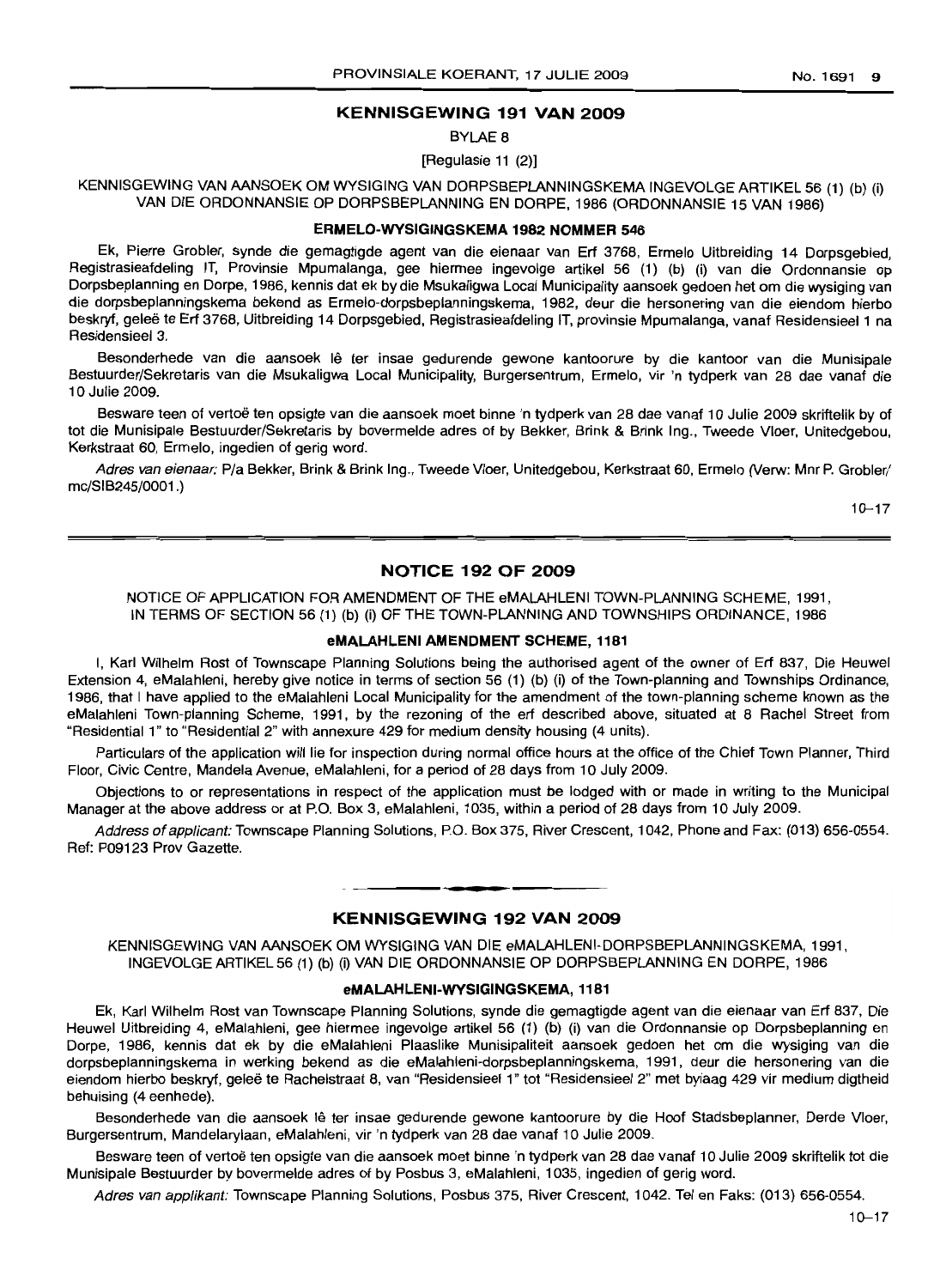## KENNISGEWING 191 VAN 2009

BYLAE 8

[Regulasie 11 (2)]

KENNISGEWING VAN AANSOEK OM WYSIGING VAN DORPSBEPLANNINGSKEMA INGEVOLGE ARTIKEL 56 (1) (b) (i) VAN DIE ORDONNANSIE OP DORPSBEPLANNING EN DORPE, 1986 (ORDONNANSIE 15 VAN 1986)

### ERMELO-WYSIGINGSKEMA 1982 NOMMER 546

Ek, Pierre Grobler, synde die gemagtigde agent van die eienaar van Erf 3768, Ermelo Uitbreiding 14 Dorpsgebied, Registrasieafdeling IT, Provinsie Mpumalanga, gee hiermee ingevolge artikel 56 (1) (b) (i) van die Ordonnansie op Dorpsbeplanning en Dorpe, 1986, kennis dat ek by die Msukaligwa Local Municipality aansoek gedoen het om die wysiging van die dorpsbeplanningskema bekend as Ermelo-dorpsbeplanningskema, 1982, deur die hersonering van die eiendom hierbo beskryf, geleë te Erf 3768, Uitbreiding 14 Dorpsgebied, Registrasieafdeling IT, provinsie Mpumalanga, vanaf Residensieel 1 na Residensieel 3.

Besonderhede van die aansoek lê ter insae gedurende gewone kantoorure by die kantoor van die Munisipale Bestuurder/Sekretaris van die Msukaligwa Local Municipality, Burgersentrum, Ermelo, vir 'n tydperk van 28 dae vanaf die 10 Julie 2009.

Besware teen of vertoë ten opsigte van die aansoek moet binne 'n tydperk van 28 dae vanaf 10 Julie 2009 skriftelik by of tot die Munisipale Bestuurder/Sekretaris by bovermelde adres of by Bekker, Brink & Brink Ing., Tweede Vloer, Unitedgebou, Kerkstraat 60, Ermelo, ingedien of gerig word.

*Adres van eienaar:* P/a Bekker, Brink & Brink Ing., Tweede Vloer, Unitedgebou, Kerkstraat 60, Ermelo (Verw: Mnr P. Grobler/mc/SIB245/0001.)

10–17

## NOTICE 192 OF 2009

NOTICE OF APPLICATION FOR AMENDMENT OF THE eMALAHLENI TOWN-PLANNING SCHEME, 1991, IN TERMS OF SECTION 56 (1) (b) (i) OF THE TOWN-PLANNING AND TOWNSHIPS ORDINANCE, 1986

### eMALAHLENI AMENDMENT SCHEME, 1181

I, Karl Wilhelm Rost of Townscape Planning Solutions being the authorised agent of the owner of Erf 837, Die Heuwel Extension 4, eMalahleni, hereby give notice in terms of section 56 (1) (b) (i) of the Town-planning and Townships Ordinance, 1986, that I have applied to the eMalahleni Local Municipality for the amendment of the town-planning scheme known as the eMalahleni Town-planning Scheme, 1991, by the rezoning of the erf described above, situated at 8 Rachel Street from "Residential 1" to "Residential 2" with annexure 429 for medium density housing (4 units).

Particulars of the application will lie for inspection during normal office hours at the office of the Chief Town Planner, Third Floor, Civic Centre, Mandela Avenue, eMalahleni, for a period of 28 days from 10 July 2009.

Objections to or representations in respect of the application must be lodged with or made in writing to the Municipal Manager at the above address or at P.O. Box 3, eMalahleni, 1035, within a period of 28 days from 10 July 2009.

*Address of applicant:* Townscape Planning Solutions, P.O. Box 375, River Crescent, 1042, Phone and Fax: (013) 656-0554. Ref: P09123 Prov Gazette.

## KENNISGEWING 192 VAN 2009

KENNISGEWING VAN AANSOEK OM WYSIGING VAN DIE eMALAHLENI-DORPSBEPLANNINGSKEMA, 1991, INGEVOLGE ARTIKEL 56 (1) (b) (i) VAN DIE ORDONNANSIE OP DORPSBEPLANNING EN DORPE, 1986

### eMALAHLENI-WYSIGINGSKEMA, 1181

Ek, Karl Wilhelm Rost van Townscape Planning Solutions, synde die gemagtigde agent van die eienaar van Erf 837, Die Heuwel Uitbreiding 4, eMalahleni, gee hiermee ingevolge artikel 56 (1) (b) (i) van die Ordonnansie op Dorpsbeplanning en Dorpe, 1986, kennis dat ek by die eMalahleni Plaaslike Munisipaliteit aansoek gedoen het om die wysiging van die dorpsbeplanningskema in werking bekend as die eMalahleni-dorpsbeplanningskema, 1991, deur die hersonering van die eiendom hierbo beskryf, geleë te Rachelstraat 8, van "Residensieel 1" tot "Residensieel 2" met bylaag 429 vir medium digtheid behuising (4 eenhede).

Besonderhede van die aansoek lê ter insae gedurende gewone kantoorure by die Hoof Stadsbeplanner, Derde Vloer, Burgersentrum, Mandelarylaan, eMalahleni, vir 'n tydperk van 28 dae vanaf 10 Julie 2009.

Besware teen of vertoë ten opsigte van die aansoek moet binne 'n tydperk van 28 dae vanaf 10 Julie 2009 skriftelik tot die Munisipale Bestuurder by bovermelde adres of by Posbus 3, eMalahleni, 1035, ingedien of gerig word.

*Adres van applikant:* Townscape Planning Solutions, Posbus 375, River Crescent, 1042. Tel en Faks: (013) 656-0554.

10–17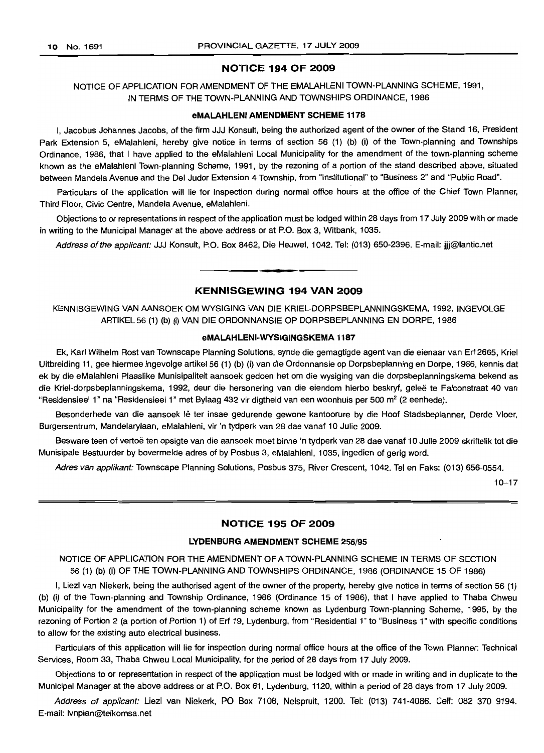## NOTICE 194 OF 2009

NOTICE OF APPLICATION FOR AMENDMENT OF THE EMALAHLENI TOWN-PLANNING SCHEME, 1991, IN TERMS OF THE TOWN-PLANNING AND TOWNSHIPS ORDINANCE, 1986

### eMALAHLENI AMENDMENT SCHEME 1178

I, Jacobus Johannes Jacobs, of the firm JJJ Konsult, being the authorized agent of the owner of the Stand 16, President Park Extension 5, eMalahleni, hereby give notice in terms of section 56 (1) (b) (i) of the Town-planning and Townships Ordinance, 1986, that I have applied to the eMalahleni Local Municipality for the amendment of the town-planning scheme known as the eMalahleni Town-planning Scheme, 1991, by the rezoning of a portion of the stand described above, situated between Mandela Avenue and the Del Judor Extension 4 Township, from "Institutional" to "Business 2" and "Public Road".

Particulars of the application will lie for inspection during normal office hours at the office of the Chief Town Planner, Third Floor, Civic Centre, Mandela Avenue, eMalahleni.

Objections to or representations in respect of the application must be lodged within 28 days from 17 July 2009 with or made in writing to the Municipal Manager at the above address or at P.O. Box 3, Witbank, 1035.

*Address of the applicant:* JJJ Konsult, P.O. Box 8462, Die Heuwel, 1042. Tel: (013) 650-2396. E-mail: jjj@lantic.net

---

## KENNISGEWING 194 VAN 2009

KENNISGEWING VAN AANSOEK OM WYSIGING VAN DIE KRIEL-DORPSBEPLANNINGSKEMA, 1992, INGEVOLGE ARTIKEL 56 (1) (b) (i) VAN DIE ORDONNANSIE OP DORPSBEPLANNING EN DORPE, 1986

### eMALAHLENI-WYSIGINGSKEMA 1187

Ek, Karl Wilhelm Rost van Townscape Planning Solutions, synde die gemagtigde agent van die eienaar van Erf 2665, Kriel Uitbreiding 11, gee hiermee ingevolge artikel 56 (1) (b) (i) van die Ordonnansie op Dorpsbeplanning en Dorpe, 1986, kennis dat ek by die eMalahleni Plaaslike Munisipaliteit aansoek gedoen het om die wysiging van die dorpsbeplanningskema bekend as die Kriel-dorpsbeplanningskema, 1992, deur die hersonering van die eiendom hierbo beskryf, geleë te Falconstraat 40 van "Residensieel 1" na "Residensieel 1" met Bylaag 432 vir digtheid van een woonhuis per 500 m$^2$ (2 eenhede).

Besonderhede van die aansoek lê ter insae gedurende gewone kantoorure by die Hoof Stadsbeplanner, Derde Vloer, Burgersentrum, Mandelarylaan, eMalahleni, vir 'n tydperk van 28 dae vanaf 10 Julie 2009.

Besware teen of vertoë ten opsigte van die aansoek moet binne 'n tydperk van 28 dae vanaf 10 Julie 2009 skriftelik tot die Munisipale Bestuurder by bovermelde adres of by Posbus 3, eMalahleni, 1035, ingedien of gerig word.

*Adres van applikant:* Townscape Planning Solutions, Posbus 375, River Crescent, 1042. Tel en Faks: (013) 656-0554.

10–17

---

## NOTICE 195 OF 2009

### LYDENBURG AMENDMENT SCHEME 256/95

NOTICE OF APPLICATION FOR THE AMENDMENT OF A TOWN-PLANNING SCHEME IN TERMS OF SECTION 56 (1) (b) (i) OF THE TOWN-PLANNING AND TOWNSHIPS ORDINANCE, 1986 (ORDINANCE 15 OF 1986)

I, Liezl van Niekerk, being the authorised agent of the owner of the property, hereby give notice in terms of section 56 (1) (b) (i) of the Town-planning and Township Ordinance, 1986 (Ordinance 15 of 1986), that I have applied to Thaba Chweu Municipality for the amendment of the town-planning scheme known as Lydenburg Town-planning Scheme, 1995, by the rezoning of Portion 2 (a portion of Portion 1) of Erf 19, Lydenburg, from "Residential 1" to "Business 1" with specific conditions to allow for the existing auto electrical business.

Particulars of this application will lie for inspection during normal office hours at the office of the Town Planner: Technical Services, Room 33, Thaba Chweu Local Municipality, for the period of 28 days from 17 July 2009.

Objections to or representation in respect of the application must be lodged with or made in writing and in duplicate to the Municipal Manager at the above address or at P.O. Box 61, Lydenburg, 1120, within a period of 28 days from 17 July 2009.

*Address of applicant:* Liezl van Niekerk, PO Box 7106, Nelspruit, 1200. Tel: (013) 741-4086. Cell: 082 370 9194. E-mail: lvnplan@telkomsa.net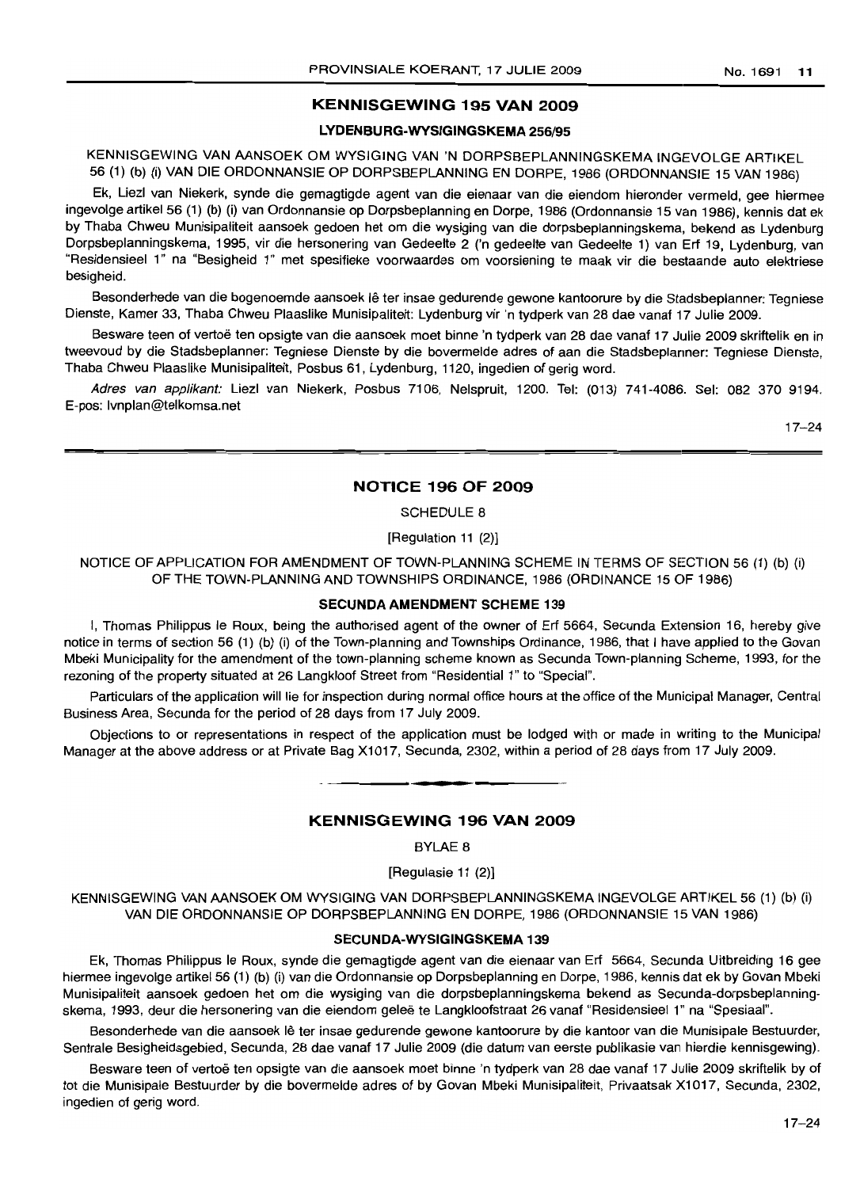## KENNISGEWING 195 VAN 2009

### LYDENBURG-WYSIGINGSKEMA 256/95

KENNISGEWING VAN AANSOEK OM WYSIGING VAN 'N DORPSBEPLANNINGSKEMA INGEVOLGE ARTIKEL 56 (1) (b) (i) VAN DIE ORDONNANSIE OP DORPSBEPLANNING EN DORPE, 1986 (ORDONNANSIE 15 VAN 1986)

Ek, Liezl van Niekerk, synde die gemagtigde agent van die eienaar van die eiendom hieronder vermeld, gee hiermee ingevolge artikel 56 (1) (b) (i) van Ordonnansie op Dorpsbeplanning en Dorpe, 1986 (Ordonnansie 15 van 1986), kennis dat ek by Thaba Chweu Munisipaliteit aansoek gedoen het om die wysiging van die dorpsbeplanningskema, bekend as Lydenburg Dorpsbeplanningskema, 1995, vir die hersonering van Gedeelte 2 ('n gedeelte van Gedeelte 1) van Erf 19, Lydenburg, van "Residensieel 1" na "Besigheid 1" met spesifieke voorwaardes om voorsiening te maak vir die bestaande auto elektriese besigheid.

Besonderhede van die bogenoemde aansoek lê ter insae gedurende gewone kantoorure by die Stadsbeplanner: Tegniese Dienste, Kamer 33, Thaba Chweu Plaaslike Munisipaliteit: Lydenburg vir 'n tydperk van 28 dae vanaf 17 Julie 2009.

Besware teen of vertoë ten opsigte van die aansoek moet binne 'n tydperk van 28 dae vanaf 17 Julie 2009 skriftelik en in tweevoud by die Stadsbeplanner: Tegniese Dienste by die bovermelde adres of aan die Stadsbeplanner: Tegniese Dienste, Thaba Chweu Plaaslike Munisipaliteit, Posbus 61, Lydenburg, 1120, ingedien of gerig word.

*Adres van applikant:* Liezl van Niekerk, Posbus 7106, Nelspruit, 1200. Tel: (013) 741-4086. Sel: 082 370 9194. E-pos: lvnplan@telkomsa.net

17–24

## NOTICE 196 OF 2009

SCHEDULE 8

[Regulation 11 (2)]

NOTICE OF APPLICATION FOR AMENDMENT OF TOWN-PLANNING SCHEME IN TERMS OF SECTION 56 (1) (b) (i) OF THE TOWN-PLANNING AND TOWNSHIPS ORDINANCE, 1986 (ORDINANCE 15 OF 1986)

### SECUNDA AMENDMENT SCHEME 139

I, Thomas Philippus le Roux, being the authorised agent of the owner of Erf 5664, Secunda Extension 16, hereby give notice in terms of section 56 (1) (b) (i) of the Town-planning and Townships Ordinance, 1986, that I have applied to the Govan Mbeki Municipality for the amendment of the town-planning scheme known as Secunda Town-planning Scheme, 1993, for the rezoning of the property situated at 26 Langkloof Street from "Residential 1" to "Special".

Particulars of the application will lie for inspection during normal office hours at the office of the Municipal Manager, Central Business Area, Secunda for the period of 28 days from 17 July 2009.

Objections to or representations in respect of the application must be lodged with or made in writing to the Municipal Manager at the above address or at Private Bag X1017, Secunda, 2302, within a period of 28 days from 17 July 2009.

## KENNISGEWING 196 VAN 2009

BYLAE 8

[Regulasie 11 (2)]

KENNISGEWING VAN AANSOEK OM WYSIGING VAN DORPSBEPLANNINGSKEMA INGEVOLGE ARTIKEL 56 (1) (b) (i) VAN DIE ORDONNANSIE OP DORPSBEPLANNING EN DORPE, 1986 (ORDONNANSIE 15 VAN 1986)

### SECUNDA-WYSIGINGSKEMA 139

Ek, Thomas Philippus le Roux, synde die gemagtigde agent van die eienaar van Erf 5664, Secunda Uitbreiding 16 gee hiermee ingevolge artikel 56 (1) (b) (i) van die Ordonnansie op Dorpsbeplanning en Dorpe, 1986, kennis dat ek by Govan Mbeki Munisipaliteit aansoek gedoen het om die wysiging van die dorpsbeplanningskema bekend as Secunda-dorpsbeplanningskema, 1993, deur die hersonering van die eiendom geleë te Langkloofstraat 26 vanaf "Residensieel 1" na "Spesiaal".

Besonderhede van die aansoek lê ter insae gedurende gewone kantoorure by die kantoor van die Munisipale Bestuurder, Sentrale Besigheidsgebied, Secunda, 28 dae vanaf 17 Julie 2009 (die datum van eerste publikasie van hierdie kennisgewing).

Besware teen of vertoë ten opsigte van die aansoek moet binne 'n tydperk van 28 dae vanaf 17 Julie 2009 skriftelik by of tot die Munisipale Bestuurder by die bovermelde adres of by Govan Mbeki Munisipaliteit, Privaatsak X1017, Secunda, 2302, ingedien of gerig word.

17–24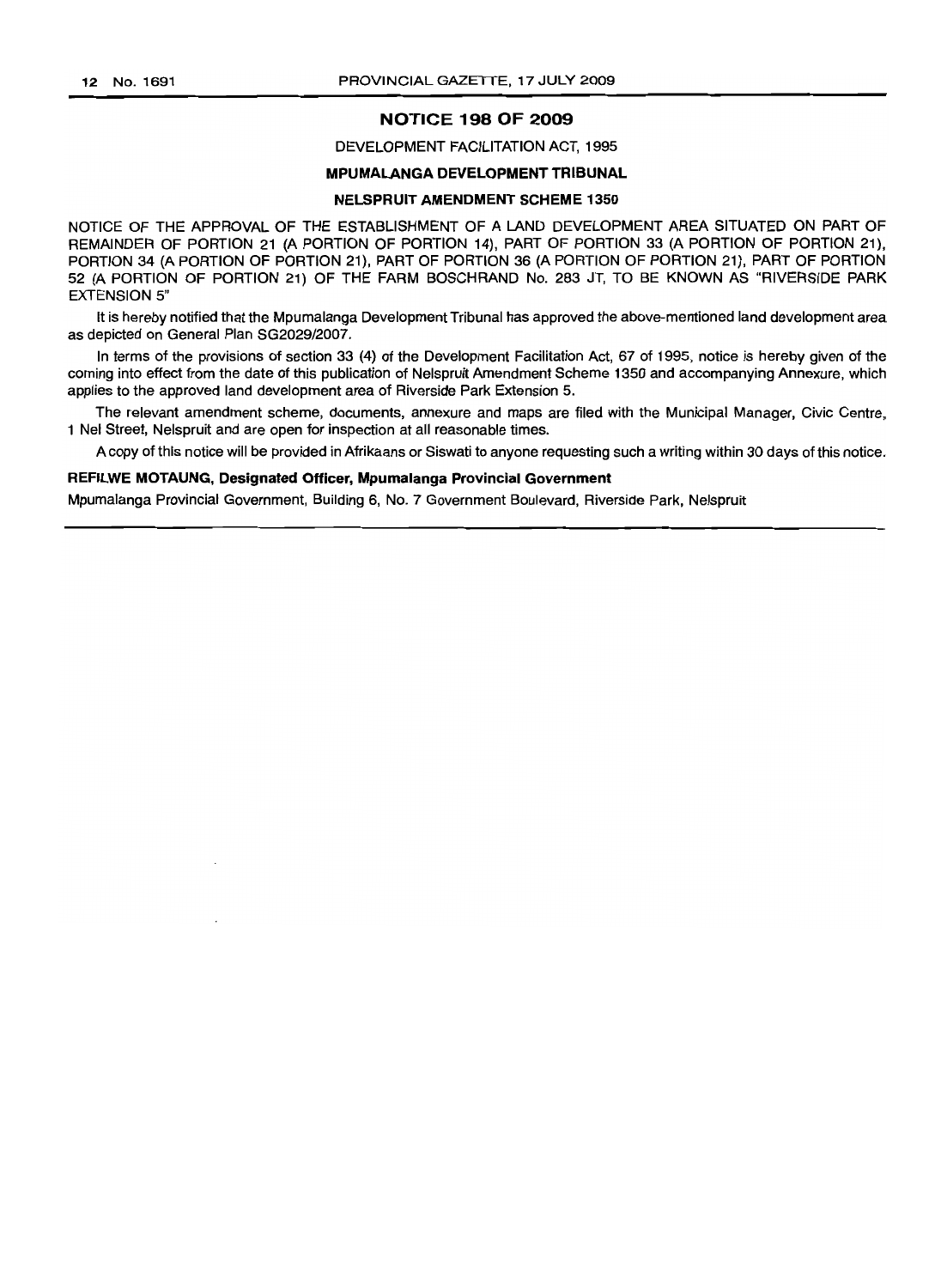## NOTICE 198 OF 2009

DEVELOPMENT FACILITATION ACT, 1995

**MPUMALANGA DEVELOPMENT TRIBUNAL**

**NELSPRUIT AMENDMENT SCHEME 1350**

NOTICE OF THE APPROVAL OF THE ESTABLISHMENT OF A LAND DEVELOPMENT AREA SITUATED ON PART OF REMAINDER OF PORTION 21 (A PORTION OF PORTION 14), PART OF PORTION 33 (A PORTION OF PORTION 21), PORTION 34 (A PORTION OF PORTION 21), PART OF PORTION 36 (A PORTION OF PORTION 21), PART OF PORTION 52 (A PORTION OF PORTION 21) OF THE FARM BOSCHRAND No. 283 JT, TO BE KNOWN AS "RIVERSIDE PARK EXTENSION 5"

It is hereby notified that the Mpumalanga Development Tribunal has approved the above-mentioned land development area as depicted on General Plan SG2029/2007.

In terms of the provisions of section 33 (4) of the Development Facilitation Act, 67 of 1995, notice is hereby given of the coming into effect from the date of this publication of Nelspruit Amendment Scheme 1350 and accompanying Annexure, which applies to the approved land development area of Riverside Park Extension 5.

The relevant amendment scheme, documents, annexure and maps are filed with the Municipal Manager, Civic Centre, 1 Nel Street, Nelspruit and are open for inspection at all reasonable times.

A copy of this notice will be provided in Afrikaans or Siswati to anyone requesting such a writing within 30 days of this notice.

**REFILWE MOTAUNG, Designated Officer, Mpumalanga Provincial Government**

Mpumalanga Provincial Government, Building 6, No. 7 Government Boulevard, Riverside Park, Nelspruit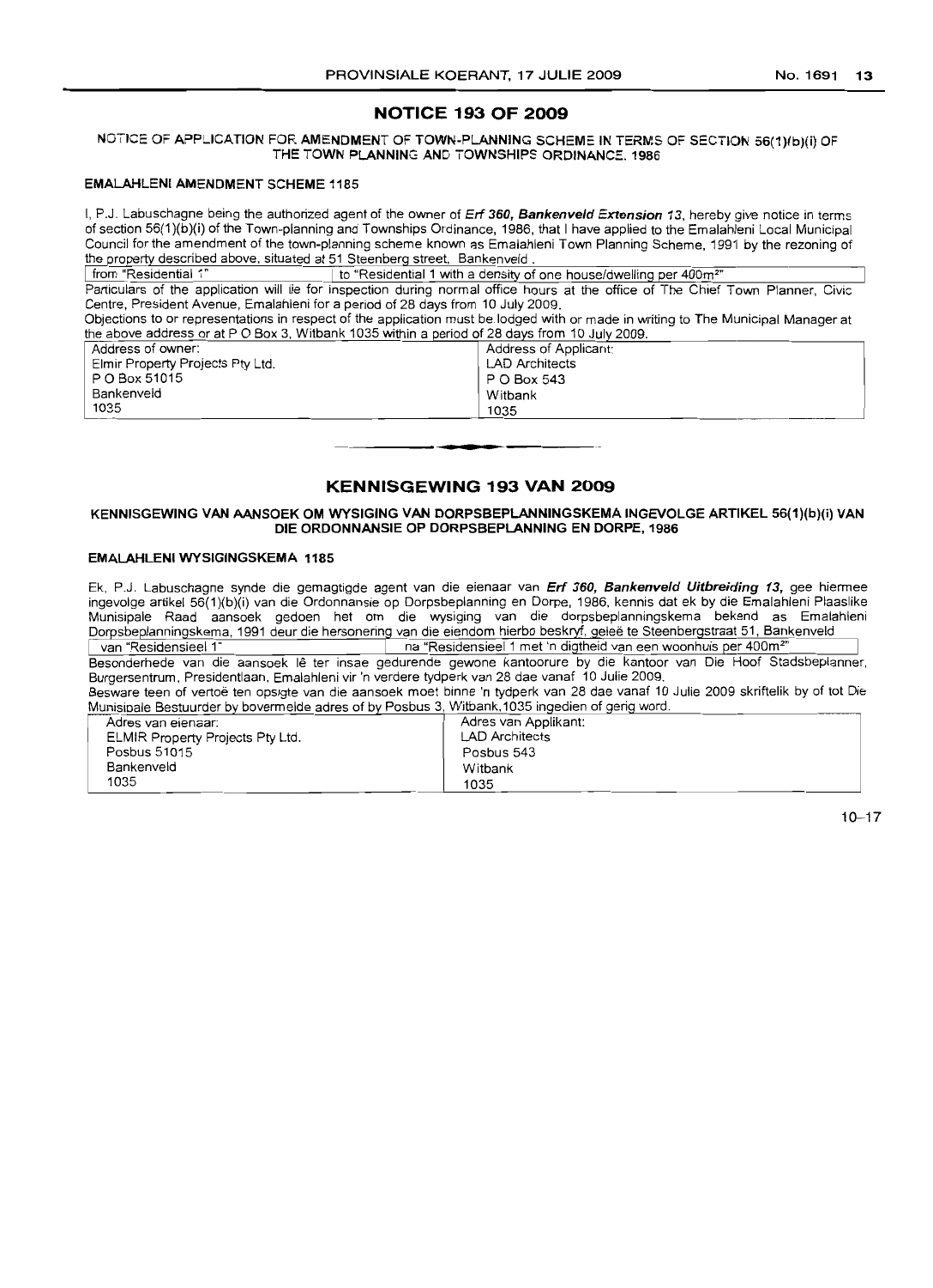## NOTICE 193 OF 2009

NOTICE OF APPLICATION FOR AMENDMENT OF TOWN-PLANNING SCHEME IN TERMS OF SECTION 56(1)(b)(i) OF THE TOWN PLANNING AND TOWNSHIPS ORDINANCE, 1986

### EMALAHLENI AMENDMENT SCHEME 1185

I, P.J. Labuschagne being the authorized agent of the owner of ***Erf 360, Bankenveld Extension 13***, hereby give notice in terms of section 56(1)(b)(i) of the Town-planning and Townships Ordinance, 1986, that I have applied to the Emalahleni Local Municipal Council for the amendment of the town-planning scheme known as Emalahleni Town Planning Scheme, 1991 by the rezoning of the property described above, situated at 51 Steenberg street, Bankenveld.

| from "Residential 1" | to "Residential 1 with a density of one house/dwelling per 400m²" |
|---|---|

Particulars of the application will lie for inspection during normal office hours at the office of The Chief Town Planner, Civic Centre, President Avenue, Emalahleni for a period of 28 days from 10 July 2009.

Objections to or representations in respect of the application must be lodged with or made in writing to The Municipal Manager at the above address or at P O Box 3, Witbank 1035 within a period of 28 days from 10 July 2009.

| Address of owner: | Address of Applicant: |
|---|---|
| Elmir Property Projects Pty Ltd. | LAD Architects |
| P O Box 51015 | P O Box 543 |
| Bankenveld | Witbank |
| 1035 | 1035 |

---

## KENNISGEWING 193 VAN 2009

KENNISGEWING VAN AANSOEK OM WYSIGING VAN DORPSBEPLANNINGSKEMA INGEVOLGE ARTIKEL 56(1)(b)(i) VAN DIE ORDONNANSIE OP DORPSBEPLANNING EN DORPE, 1986

### EMALAHLENI WYSIGINGSKEMA 1185

Ek, P.J. Labuschagne synde die gemagtigde agent van die eienaar van ***Erf 360, Bankenveld Uitbreiding 13,*** gee hiermee ingevolge artikel 56(1)(b)(i) van die Ordonnansie op Dorpsbeplanning en Dorpe, 1986, kennis dat ek by die Emalahleni Plaaslike Munisipale Raad aansoek gedoen het om die wysiging van die dorpsbeplanningskema bekend as Emalahleni Dorpsbeplanningskema, 1991 deur die hersonering van die eiendom hierbo beskryf, geleë te Steenbergstraat 51, Bankenveld

| van "Residensieel 1" | na "Residensieel 1 met 'n digtheid van een woonhuis per 400m²" |
|---|---|

Besonderhede van die aansoek lê ter insae gedurende gewone kantoorure by die kantoor van Die Hoof Stadsbeplanner, Burgersentrum, Presidentlaan, Emalahleni vir 'n verdere tydperk van 28 dae vanaf 10 Julie 2009.

Besware teen of vertoë ten opsigte van die aansoek moet binne 'n tydperk van 28 dae vanaf 10 Julie 2009 skriftelik by of tot Die Munisipale Bestuurder by bovermelde adres of by Posbus 3, Witbank, 1035 ingedien of gerig word.

| Adres van eienaar: | Adres van Applikant: |
|---|---|
| ELMIR Property Projects Pty Ltd. | LAD Architects |
| Posbus 51015 | Posbus 543 |
| Bankenveld | Witbank |
| 1035 | 1035 |

10–17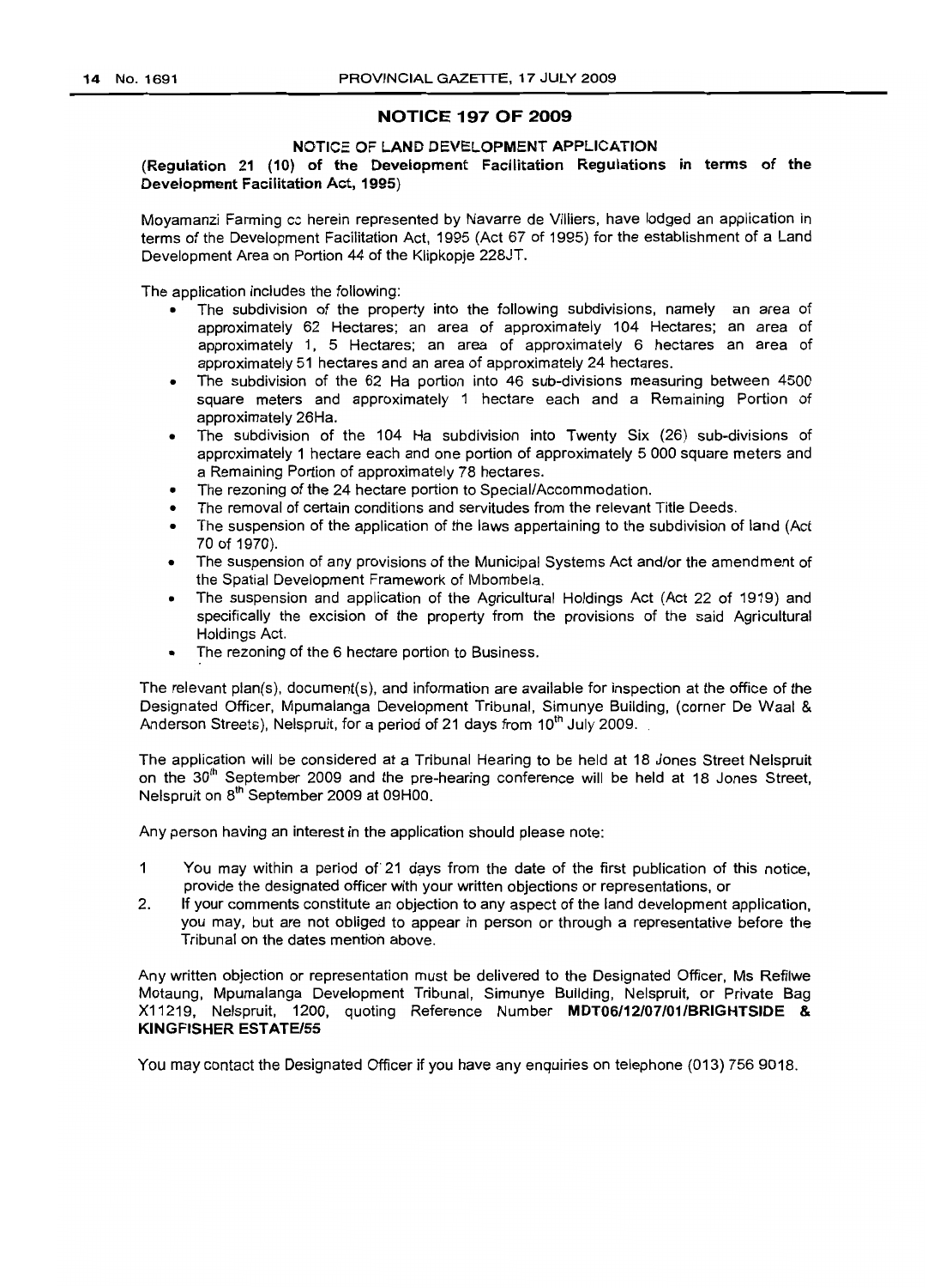## NOTICE 197 OF 2009

### NOTICE OF LAND DEVELOPMENT APPLICATION

**(Regulation 21 (10) of the Development Facilitation Regulations in terms of the Development Facilitation Act, 1995)**

Moyamanzi Farming cc herein represented by Navarre de Villiers, have lodged an application in terms of the Development Facilitation Act, 1995 (Act 67 of 1995) for the establishment of a Land Development Area on Portion 44 of the Klipkopje 228JT.

The application includes the following:

- The subdivision of the property into the following subdivisions, namely an area of approximately 62 Hectares; an area of approximately 104 Hectares; an area of approximately 1, 5 Hectares; an area of approximately 6 hectares an area of approximately 51 hectares and an area of approximately 24 hectares.
- The subdivision of the 62 Ha portion into 46 sub-divisions measuring between 4500 square meters and approximately 1 hectare each and a Remaining Portion of approximately 26Ha.
- The subdivision of the 104 Ha subdivision into Twenty Six (26) sub-divisions of approximately 1 hectare each and one portion of approximately 5 000 square meters and a Remaining Portion of approximately 78 hectares.
- The rezoning of the 24 hectare portion to Special/Accommodation.
- The removal of certain conditions and servitudes from the relevant Title Deeds.
- The suspension of the application of the laws appertaining to the subdivision of land (Act 70 of 1970).
- The suspension of any provisions of the Municipal Systems Act and/or the amendment of the Spatial Development Framework of Mbombela.
- The suspension and application of the Agricultural Holdings Act (Act 22 of 1919) and specifically the excision of the property from the provisions of the said Agricultural Holdings Act.
- The rezoning of the 6 hectare portion to Business.

The relevant plan(s), document(s), and information are available for inspection at the office of the Designated Officer, Mpumalanga Development Tribunal, Simunye Building, (corner De Waal & Anderson Streets), Nelspruit, for a period of 21 days from 10th July 2009.

The application will be considered at a Tribunal Hearing to be held at 18 Jones Street Nelspruit on the 30th September 2009 and the pre-hearing conference will be held at 18 Jones Street, Nelspruit on 8th September 2009 at 09H00.

Any person having an interest in the application should please note:

1. You may within a period of 21 days from the date of the first publication of this notice, provide the designated officer with your written objections or representations, or
2. If your comments constitute an objection to any aspect of the land development application, you may, but are not obliged to appear in person or through a representative before the Tribunal on the dates mention above.

Any written objection or representation must be delivered to the Designated Officer, Ms Refilwe Motaung, Mpumalanga Development Tribunal, Simunye Building, Nelspruit, or Private Bag X11219, Nelspruit, 1200, quoting Reference Number **MDT06/12/07/01/BRIGHTSIDE & KINGFISHER ESTATE/55**

You may contact the Designated Officer if you have any enquiries on telephone (013) 756 9018.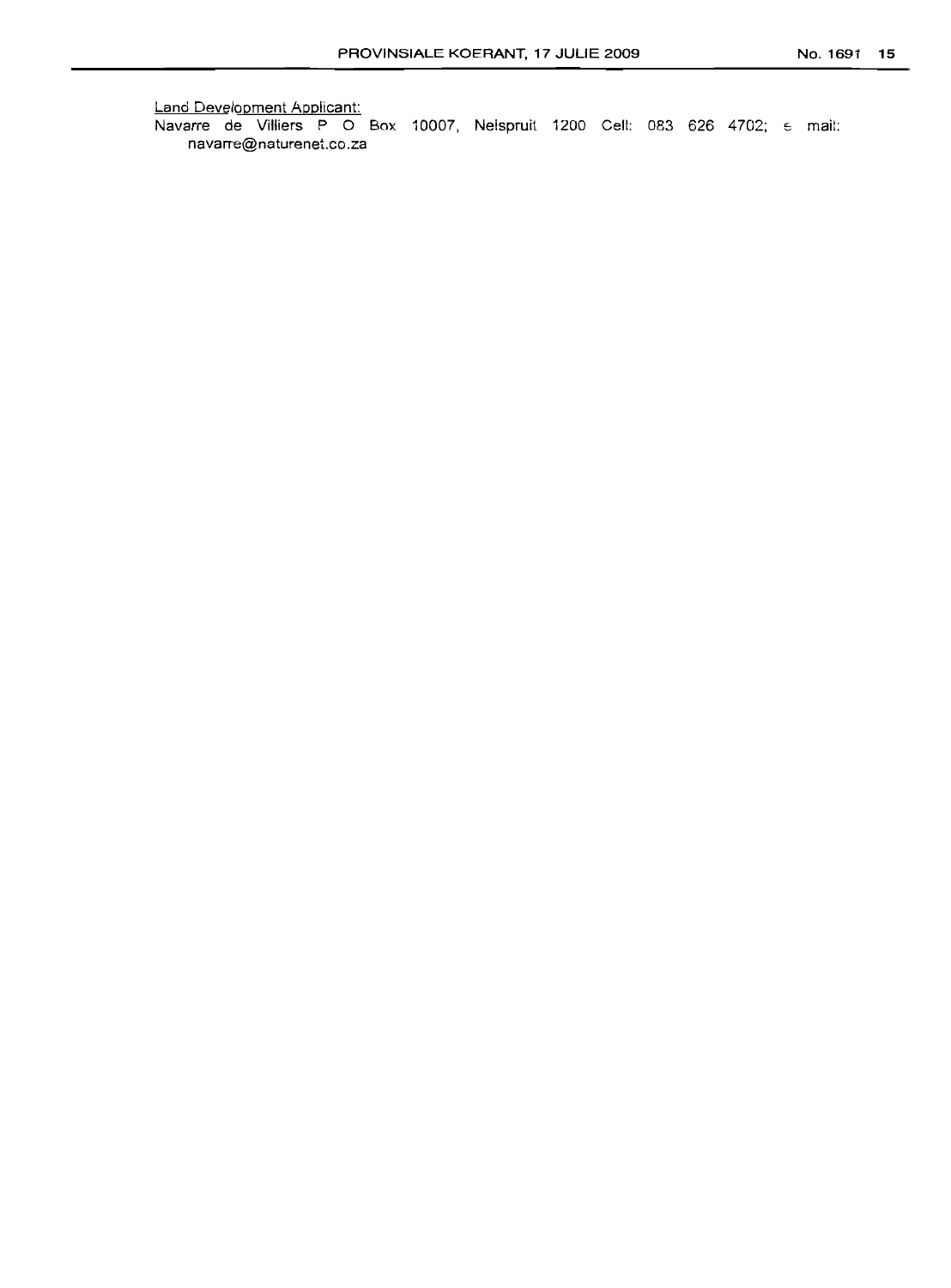Land Development Applicant:

Navarre de Villiers P O Box 10007, Nelspruit 1200 Cell: 083 626 4702; e mail: navarre@naturenet.co.za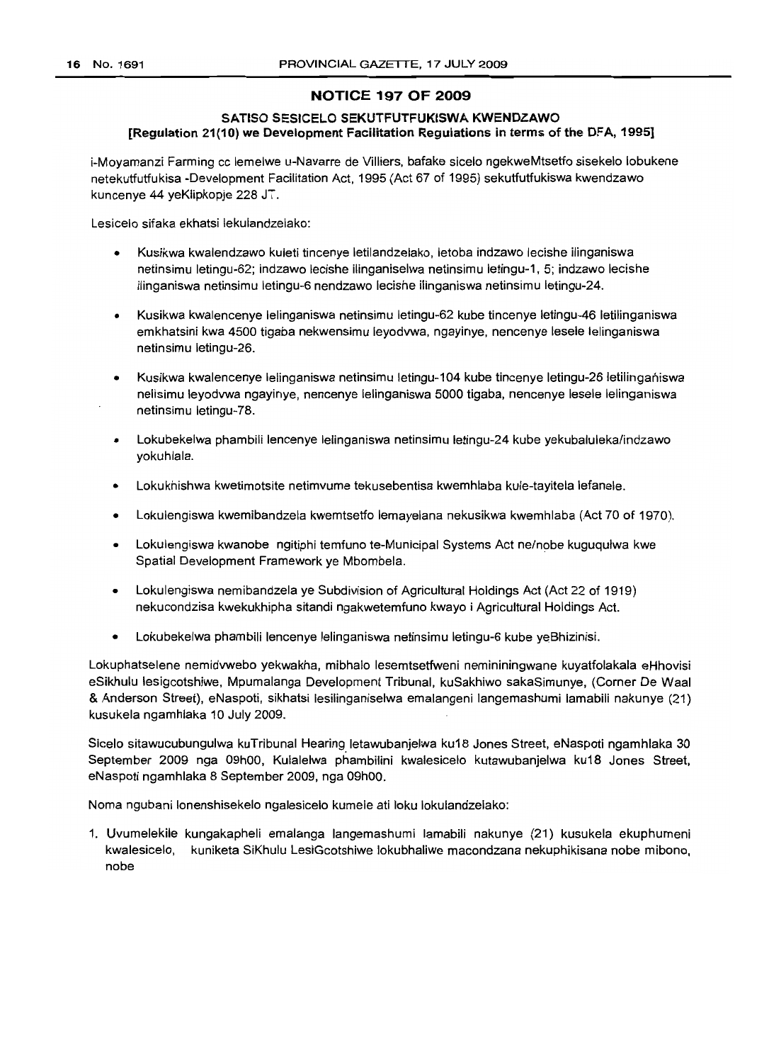## NOTICE 197 OF 2009

### SATISO SESICELO SEKUTFUTFUKISWA KWENDZAWO
### [Regulation 21(10) we Development Facilitation Regulations in terms of the DFA, 1995]

i-Moyamanzi Farming cc lemelwe u-Navarre de Villiers, bafake sicelo ngekweMtsetfo sisekelo lobukene netekutfutfukisa -Development Facilitation Act, 1995 (Act 67 of 1995) sekutfutfukiswa kwendzawo kuncenye 44 yeKlipkopje 228 JT.

Lesicelo sifaka ekhatsi lekulandzelako:

- Kusikwa kwalendzawo kuleti tincenye letilandzelako, letoba indzawo lecishe ilinganiswa netinsimu letingu-62; indzawo lecishe ilinganiselwa netinsimu letingu-1, 5; indzawo lecishe ilinganiswa netinsimu letingu-6 nendzawo lecishe ilinganiswa netinsimu letingu-24.
- Kusikwa kwalencenye lelinganiswa netinsimu letingu-62 kube tincenye letingu-46 letilinganiswa emkhatsini kwa 4500 tigaba nekwensimu leyodvwa, ngayinye, nencenye lesele lelinganiswa netinsimu letingu-26.
- Kusikwa kwalencenye lelinganiswa netinsimu letingu-104 kube tincenye letingu-26 letilinganiswa nelisimu leyodvwa ngayinye, nencenye lelinganiswa 5000 tigaba, nencenye lesele lelinganiswa netinsimu letingu-78.
- Lokubekelwa phambili lencenye lelinganiswa netinsimu letingu-24 kube yekubaluleka/indzawo yokuhlala.
- Lokukhishwa kwetimotsite netimvume tekusebentisa kwemhlaba kule-tayitela lefanele.
- Lokulengiswa kwemibandzela kwemtsetfo lemayelana nekusikwa kwemhlaba (Act 70 of 1970).
- Lokulengiswa kwanobe ngitiphi temfuno te-Municipal Systems Act ne/nobe kuguqulwa kwe Spatial Development Framework ye Mbombela.
- Lokulengiswa nemibandzela ye Subdivision of Agricultural Holdings Act (Act 22 of 1919) nekucondzisa kwekukhipha sitandi ngakwetemfuno kwayo i Agricultural Holdings Act.
- Lokubekelwa phambili lencenye lelinganiswa netinsimu letingu-6 kube yeBhizinisi.

Lokuphatselene nemidvwebo yekwakha, mibhalo lesemtsetfweni nemininingwane kuyatfolakala eHhovisi eSikhulu lesigcotshiwe, Mpumalanga Development Tribunal, kuSakhiwo sakaSimunye, (Corner De Waal & Anderson Street), eNaspoti, sikhatsi lesilinganiselwa emalangeni langemashumi lamabili nakunye (21) kusukela ngamhlaka 10 July 2009.

Sicelo sitawucubungulwa kuTribunal Hearing letawubanjelwa ku18 Jones Street, eNaspoti ngamhlaka 30 September 2009 nga 09h00, Kulalelwa phambilini kwalesicelo kutawubanjelwa ku18 Jones Street, eNaspoti ngamhlaka 8 September 2009, nga 09h00.

Noma ngubani lonenshisekelo ngalesicelo kumele ati loku lokulandzelako:

1. Uvumelekile kungakapheli emalanga langemashumi lamabili nakunye (21) kusukela ekuphumeni kwalesicelo, kuniketa SiKhulu LesiGcotshiwe lokubhaliwe macondzana nekuphikisana nobe mibono, nobe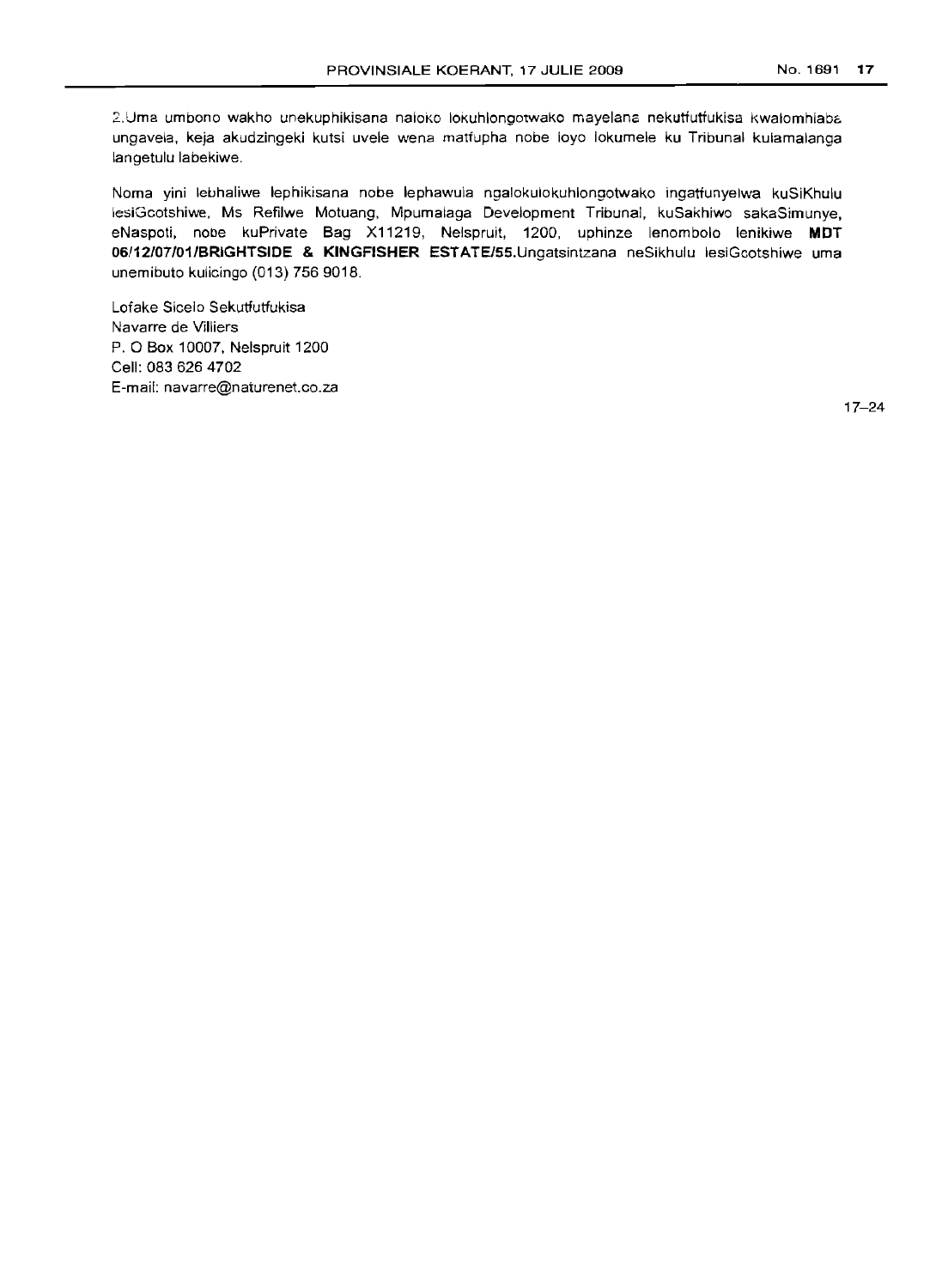2.Uma umbono wakho unekuphikisana naloko lokuhlongotwako mayelana nekutfutfukisa kwalomhlaba ungavela, keja akudzingeki kutsi uvele wena matfupha nobe loyo lokumele ku Tribunal kulamalanga langetulu labekiwe.

Noma yini lebhaliwe lephikisana nobe lephawula ngalokulokuhlongotwako ingatfunyelwa kuSiKhulu lesiGcotshiwe, Ms Refilwe Motuang, Mpumalaga Development Tribunal, kuSakhiwo sakaSimunye, eNaspoti, nobe kuPrivate Bag X11219, Nelspruit, 1200, uphinze lenombolo lenikiwe **MDT 06/12/07/01/BRIGHTSIDE & KINGFISHER ESTATE/55.**Ungatsintzana neSikhulu lesiGcotshiwe uma unemibuto kulicingo (013) 756 9018.

Lofake Sicelo Sekutfutfukisa
Navarre de Villiers
P. O Box 10007, Nelspruit 1200
Cell: 083 626 4702
E-mail: navarre@naturenet.co.za

17–24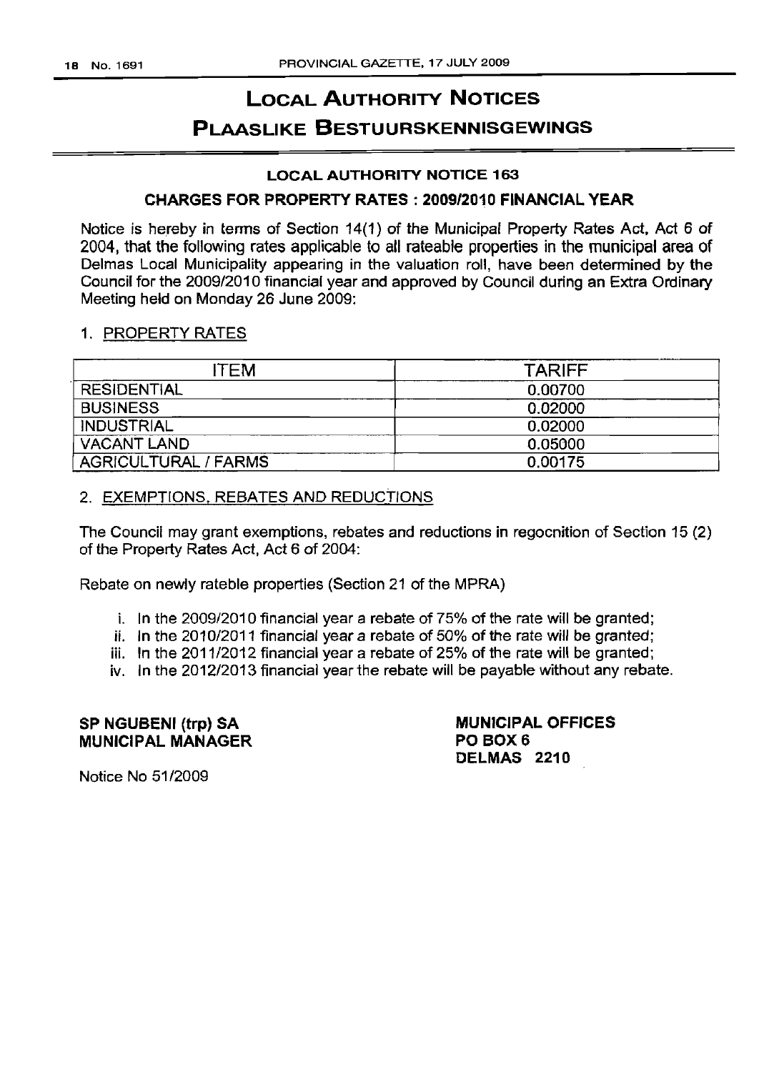# LOCAL AUTHORITY NOTICES

# PLAASLIKE BESTUURSKENNISGEWINGS

### LOCAL AUTHORITY NOTICE 163

### CHARGES FOR PROPERTY RATES : 2009/2010 FINANCIAL YEAR

Notice is hereby in terms of Section 14(1) of the Municipal Property Rates Act, Act 6 of 2004, that the following rates applicable to all rateable properties in the municipal area of Delmas Local Municipality appearing in the valuation roll, have been determined by the Council for the 2009/2010 financial year and approved by Council during an Extra Ordinary Meeting held on Monday 26 June 2009:

1. PROPERTY RATES

| ITEM | TARIFF |
|---|---|
| RESIDENTIAL | 0.00700 |
| BUSINESS | 0.02000 |
| INDUSTRIAL | 0.02000 |
| VACANT LAND | 0.05000 |
| AGRICULTURAL / FARMS | 0.00175 |

2. EXEMPTIONS, REBATES AND REDUCTIONS

The Council may grant exemptions, rebates and reductions in regocnition of Section 15 (2) of the Property Rates Act, Act 6 of 2004:

Rebate on newly rateble properties (Section 21 of the MPRA)

i. In the 2009/2010 financial year a rebate of 75% of the rate will be granted;
ii. In the 2010/2011 financial year a rebate of 50% of the rate will be granted;
iii. In the 2011/2012 financial year a rebate of 25% of the rate will be granted;
iv. In the 2012/2013 financial year the rebate will be payable without any rebate.

**SP NGUBENI (trp) SA**
**MUNICIPAL MANAGER**

**MUNICIPAL OFFICES**
**PO BOX 6**
**DELMAS 2210**

Notice No 51/2009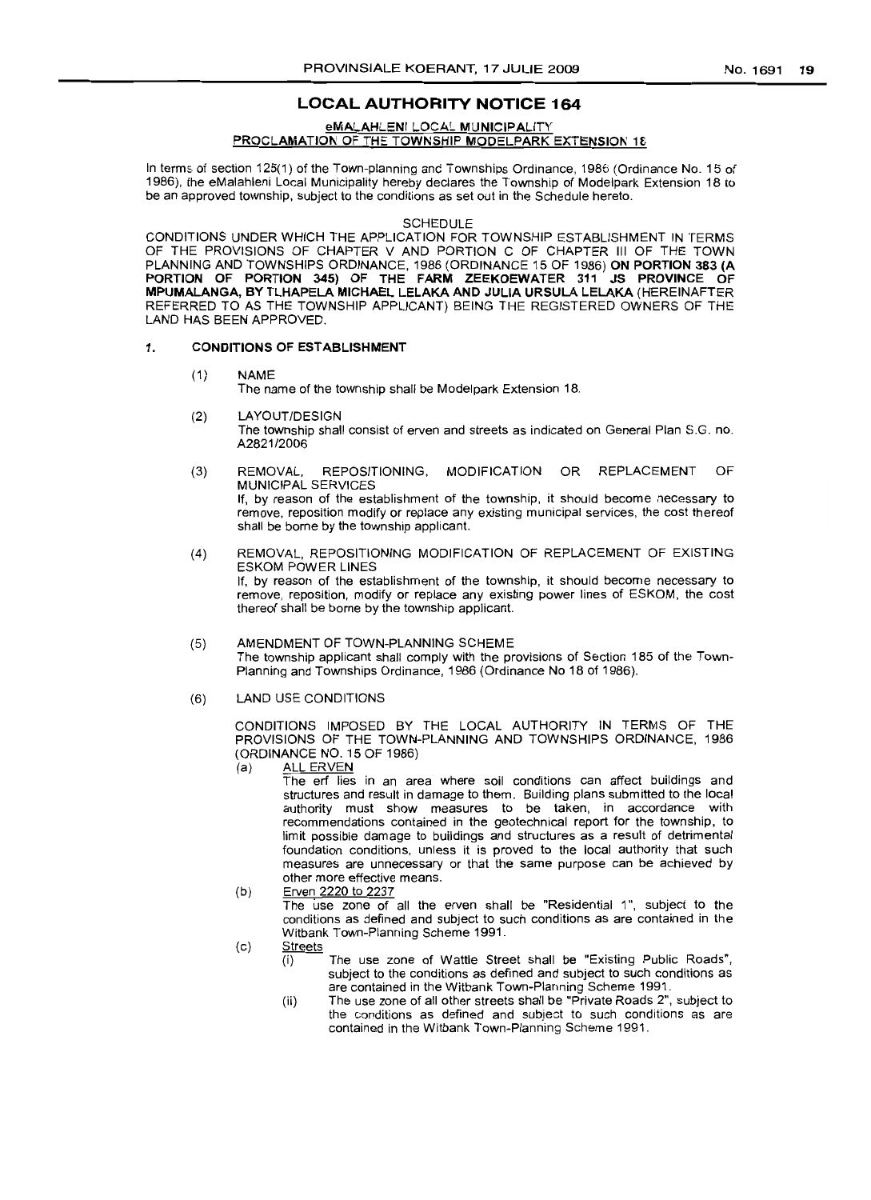## LOCAL AUTHORITY NOTICE 164

### eMALAHLENI LOCAL MUNICIPALITY

### PROCLAMATION OF THE TOWNSHIP MODELPARK EXTENSION 18

In terms of section 125(1) of the Town-planning and Townships Ordinance, 1986 (Ordinance No. 15 of 1986), the eMalahleni Local Municipality hereby declares the Township of Modelpark Extension 18 to be an approved township, subject to the conditions as set out in the Schedule hereto.

SCHEDULE

CONDITIONS UNDER WHICH THE APPLICATION FOR TOWNSHIP ESTABLISHMENT IN TERMS OF THE PROVISIONS OF CHAPTER V AND PORTION C OF CHAPTER III OF THE TOWN PLANNING AND TOWNSHIPS ORDINANCE, 1986 (ORDINANCE 15 OF 1986) **ON PORTION 383 (A PORTION OF PORTION 345) OF THE FARM ZEEKOEWATER 311 JS PROVINCE OF MPUMALANGA, BY TLHAPELA MICHAEL LELAKA AND JULIA URSULA LELAKA** (HEREINAFTER REFERRED TO AS THE TOWNSHIP APPLICANT) BEING THE REGISTERED OWNERS OF THE LAND HAS BEEN APPROVED.

**1. CONDITIONS OF ESTABLISHMENT**

(1) NAME

The name of the township shall be Modelpark Extension 18.

(2) LAYOUT/DESIGN

The township shall consist of erven and streets as indicated on General Plan S.G. no. A2821/2006

(3) REMOVAL, REPOSITIONING, MODIFICATION OR REPLACEMENT OF MUNICIPAL SERVICES

If, by reason of the establishment of the township, it should become necessary to remove, reposition modify or replace any existing municipal services, the cost thereof shall be borne by the township applicant.

(4) REMOVAL, REPOSITIONING MODIFICATION OF REPLACEMENT OF EXISTING ESKOM POWER LINES

If, by reason of the establishment of the township, it should become necessary to remove, reposition, modify or replace any existing power lines of ESKOM, the cost thereof shall be borne by the township applicant.

(5) AMENDMENT OF TOWN-PLANNING SCHEME

The township applicant shall comply with the provisions of Section 185 of the Town-Planning and Townships Ordinance, 1986 (Ordinance No 18 of 1986).

(6) LAND USE CONDITIONS

CONDITIONS IMPOSED BY THE LOCAL AUTHORITY IN TERMS OF THE PROVISIONS OF THE TOWN-PLANNING AND TOWNSHIPS ORDINANCE, 1986 (ORDINANCE NO. 15 OF 1986)

(a) ALL ERVEN

The erf lies in an area where soil conditions can affect buildings and structures and result in damage to them. Building plans submitted to the local authority must show measures to be taken, in accordance with recommendations contained in the geotechnical report for the township, to limit possible damage to buildings and structures as a result of detrimental foundation conditions, unless it is proved to the local authority that such measures are unnecessary or that the same purpose can be achieved by other more effective means.

(b) Erven 2220 to 2237

The use zone of all the erven shall be "Residential 1", subject to the conditions as defined and subject to such conditions as are contained in the Witbank Town-Planning Scheme 1991.

(c) Streets

(i) The use zone of Wattle Street shall be "Existing Public Roads", subject to the conditions as defined and subject to such conditions as are contained in the Witbank Town-Planning Scheme 1991.

(ii) The use zone of all other streets shall be "Private Roads 2", subject to the conditions as defined and subject to such conditions as are contained in the Witbank Town-Planning Scheme 1991.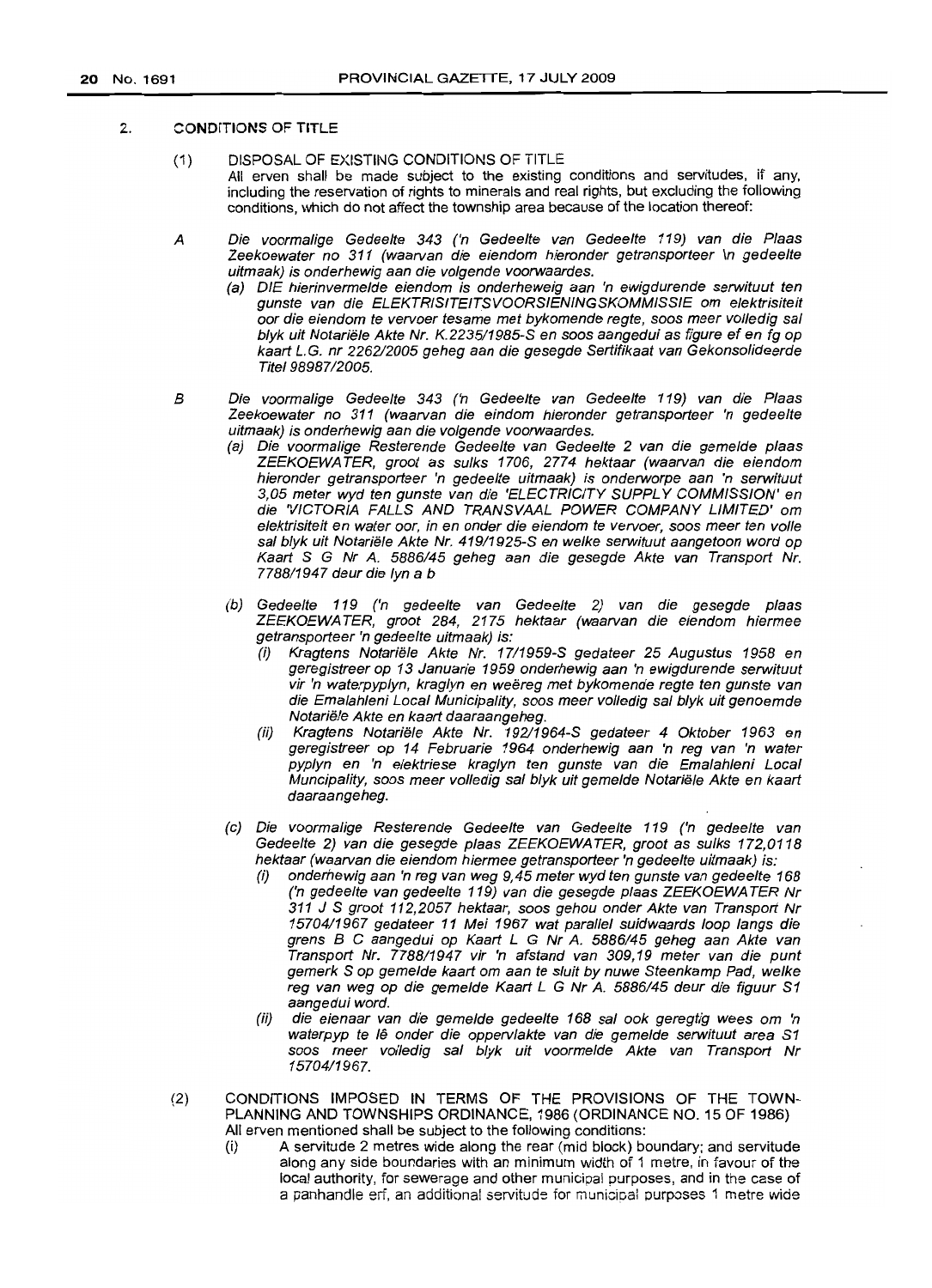2. CONDITIONS OF TITLE

(1) DISPOSAL OF EXISTING CONDITIONS OF TITLE
All erven shall be made subject to the existing conditions and servitudes, if any, including the reservation of rights to minerals and real rights, but excluding the following conditions, which do not affect the township area because of the location thereof:

A *Die voormalige Gedeelte 343 ('n Gedeelte van Gedeelte 119) van die Plaas Zeekoewater no 311 (waarvan die eiendom hieronder getransporteer \n gedeelte uitmaak) is onderhewig aan die volgende voorwaardes.*

*(a) DIE hierinvermelde eiendom is onderheweig aan 'n ewigdurende serwituut ten gunste van die ELEKTRISITEITSVOORSIENINGSKOMMISSIE om elektrisiteit oor die eiendom te vervoer tesame met bykomende regte, soos meer volledig sal blyk uit Notariële Akte Nr. K.2235/1985-S en soos aangedui as figure ef en fg op kaart L.G. nr 2262/2005 geheg aan die gesegde Sertifikaat van Gekonsolideerde Titel 98987/2005.*

B *Die voormalige Gedeelte 343 ('n Gedeelte van Gedeelte 119) van die Plaas Zeekoewater no 311 (waarvan die eindom hieronder getransporteer 'n gedeelte uitmaak) is onderhewig aan die volgende voorwaardes.*

*(a) Die voormalige Resterende Gedeelte van Gedeelte 2 van die gemelde plaas ZEEKOEWATER, groot as sulks 1706, 2774 hektaar (waarvan die eiendom hieronder getransporteer 'n gedeelte uitmaak) is onderworpe aan 'n serwituut 3,05 meter wyd ten gunste van die 'ELECTRICITY SUPPLY COMMISSION' en die 'VICTORIA FALLS AND TRANSVAAL POWER COMPANY LIMITED' om elektrisiteit en water oor, in en onder die eiendom te vervoer, soos meer ten volle sal blyk uit Notariële Akte Nr. 419/1925-S en welke serwituut aangetoon word op Kaart S G Nr A. 5886/45 geheg aan die gesegde Akte van Transport Nr. 7788/1947 deur die lyn a b*

*(b) Gedeelte 119 ('n gedeelte van Gedeelte 2) van die gesegde plaas ZEEKOEWATER, groot 284, 2175 hektaar (waarvan die eiendom hiermee getransporteer 'n gedeelte uitmaak) is:*

*(i) Kragtens Notariële Akte Nr. 17/1959-S gedateer 25 Augustus 1958 en geregistreer op 13 Januarie 1959 onderhewig aan 'n ewigdurende serwituut vir 'n waterpyplyn, kraglyn en weëreg met bykomende regte ten gunste van die Emalahleni Local Municipality, soos meer volledig sal blyk uit genoemde Notariële Akte en kaart daaraangeheg.*

*(ii) Kragtens Notariële Akte Nr. 192/1964-S gedateer 4 Oktober 1963 en geregistreer op 14 Februarie 1964 onderhewig aan 'n reg van 'n water pyplyn en 'n elektriese kraglyn ten gunste van die Emalahleni Local Muncipality, soos meer volledig sal blyk uit gemelde Notariële Akte en kaart daaraangeheg.*

*(c) Die voormalige Resterende Gedeelte van Gedeelte 119 ('n gedeelte van Gedeelte 2) van die gesegde plaas ZEEKOEWATER, groot as sulks 172,0118 hektaar (waarvan die eiendom hiermee getransporteer 'n gedeelte uitmaak) is:*

*(i) onderhewig aan 'n reg van weg 9,45 meter wyd ten gunste van gedeelte 168 ('n gedeelte van gedeelte 119) van die gesegde plaas ZEEKOEWATER Nr 311 J S groot 112,2057 hektaar, soos gehou onder Akte van Transport Nr 15704/1967 gedateer 11 Mei 1967 wat parallel suidwaards loop langs die grens B C aangedui op Kaart L G Nr A. 5886/45 geheg aan Akte van Transport Nr. 7788/1947 vir 'n afstand van 309,19 meter van die punt gemerk S op gemelde kaart om aan te sluit by nuwe Steenkamp Pad, welke reg van weg op die gemelde Kaart L G Nr A. 5886/45 deur die figuur S1 aangedui word.*

*(ii) die eienaar van die gemelde gedeelte 168 sal ook geregtig wees om 'n waterpyp te lê onder die oppervlakte van die gemelde serwituut area S1 soos meer volledig sal blyk uit voormelde Akte van Transport Nr 15704/1967.*

(2) CONDITIONS IMPOSED IN TERMS OF THE PROVISIONS OF THE TOWN-PLANNING AND TOWNSHIPS ORDINANCE, 1986 (ORDINANCE NO. 15 OF 1986)
All erven mentioned shall be subject to the following conditions:

(i) A servitude 2 metres wide along the rear (mid block) boundary; and servitude along any side boundaries with an minimum width of 1 metre, in favour of the local authority, for sewerage and other municipal purposes, and in the case of a panhandle erf, an additional servitude for municipal purposes 1 metre wide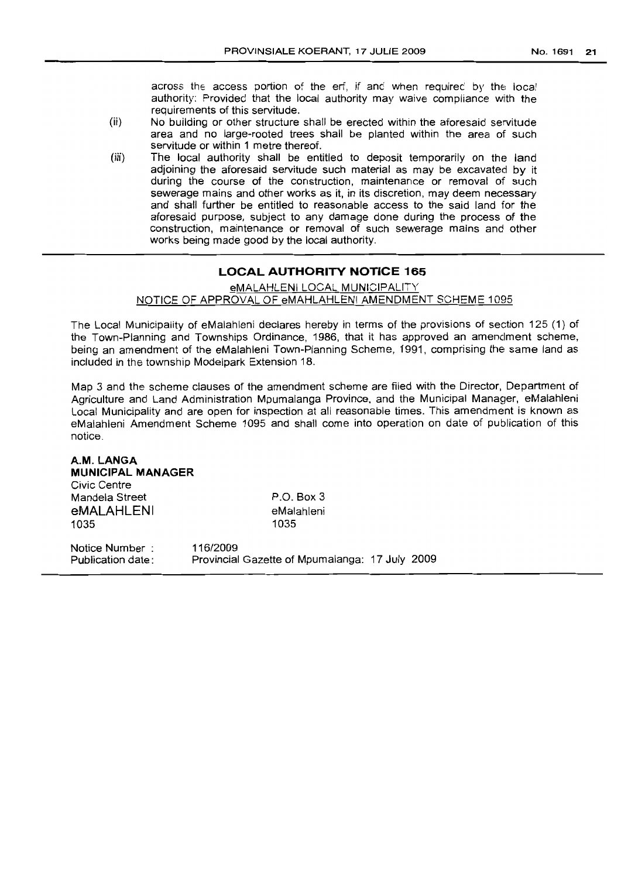across the access portion of the erf, if and when required by the local authority: Provided that the local authority may waive compliance with the requirements of this servitude.

(ii) No building or other structure shall be erected within the aforesaid servitude area and no large-rooted trees shall be planted within the area of such servitude or within 1 metre thereof.

(iii) The local authority shall be entitled to deposit temporarily on the land adjoining the aforesaid servitude such material as may be excavated by it during the course of the construction, maintenance or removal of such sewerage mains and other works as it, in its discretion, may deem necessary and shall further be entitled to reasonable access to the said land for the aforesaid purpose, subject to any damage done during the process of the construction, maintenance or removal of such sewerage mains and other works being made good by the local authority.

## LOCAL AUTHORITY NOTICE 165

eMALAHLENI LOCAL MUNICIPALITY

NOTICE OF APPROVAL OF eMAHLAHLENI AMENDMENT SCHEME 1095

The Local Municipality of eMalahleni declares hereby in terms of the provisions of section 125 (1) of the Town-Planning and Townships Ordinance, 1986, that it has approved an amendment scheme, being an amendment of the eMalahleni Town-Planning Scheme, 1991, comprising the same land as included in the township Modelpark Extension 18.

Map 3 and the scheme clauses of the amendment scheme are filed with the Director, Department of Agriculture and Land Administration Mpumalanga Province, and the Municipal Manager, eMalahleni Local Municipality and are open for inspection at all reasonable times. This amendment is known as eMalahleni Amendment Scheme 1095 and shall come into operation on date of publication of this notice.

**A.M. LANGA**
**MUNICIPAL MANAGER**

Civic Centre
Mandela Street
eMALAHLENI
1035

P.O. Box 3
eMalahleni
1035

Notice Number : 116/2009
Publication date: Provincial Gazette of Mpumalanga: 17 July 2009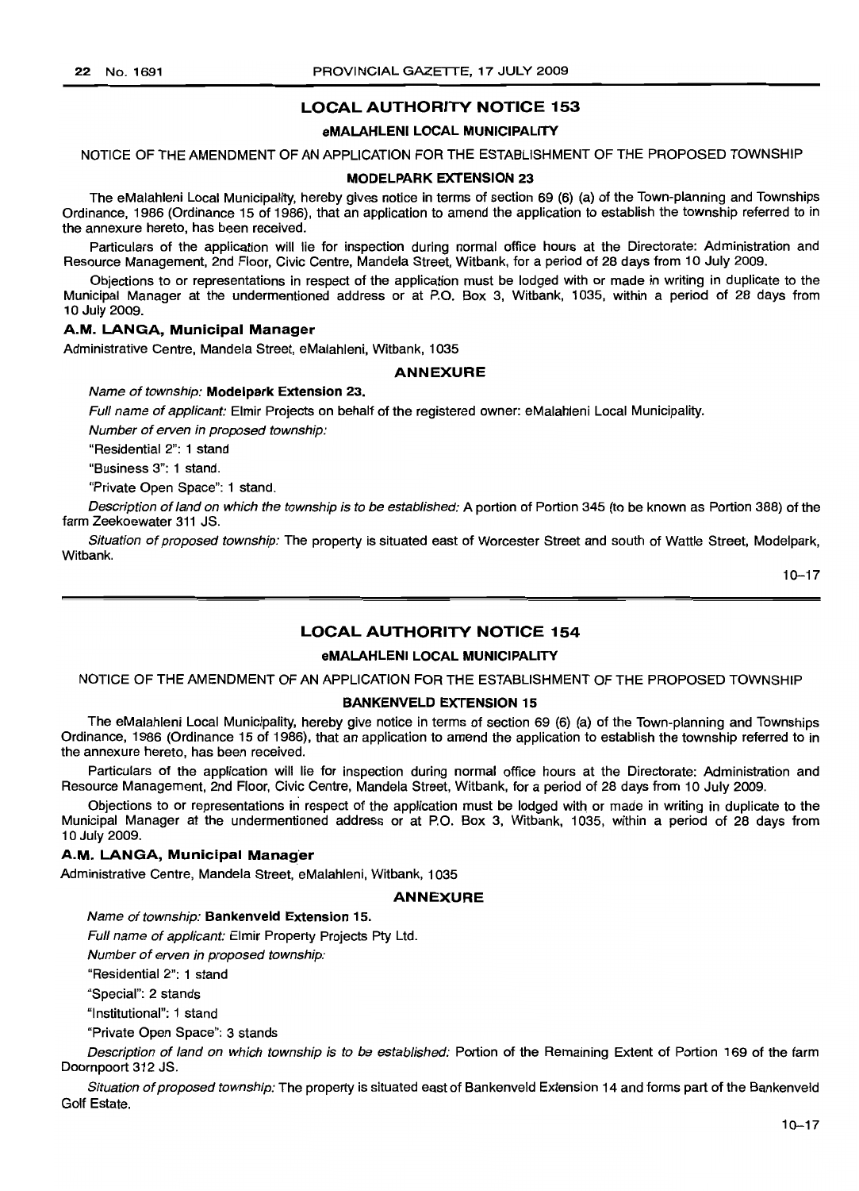## LOCAL AUTHORITY NOTICE 153

### eMALAHLENI LOCAL MUNICIPALITY

NOTICE OF THE AMENDMENT OF AN APPLICATION FOR THE ESTABLISHMENT OF THE PROPOSED TOWNSHIP

### MODELPARK EXTENSION 23

The eMalahleni Local Municipality, hereby gives notice in terms of section 69 (6) (a) of the Town-planning and Townships Ordinance, 1986 (Ordinance 15 of 1986), that an application to amend the application to establish the township referred to in the annexure hereto, has been received.

Particulars of the application will lie for inspection during normal office hours at the Directorate: Administration and Resource Management, 2nd Floor, Civic Centre, Mandela Street, Witbank, for a period of 28 days from 10 July 2009.

Objections to or representations in respect of the application must be lodged with or made in writing in duplicate to the Municipal Manager at the undermentioned address or at P.O. Box 3, Witbank, 1035, within a period of 28 days from 10 July 2009.

**A.M. LANGA, Municipal Manager**

Administrative Centre, Mandela Street, eMalahleni, Witbank, 1035

### ANNEXURE

*Name of township:* **Modelpark Extension 23.**

*Full name of applicant:* Elmir Projects on behalf of the registered owner: eMalahleni Local Municipality.

*Number of erven in proposed township:*

"Residential 2": 1 stand

"Business 3": 1 stand.

"Private Open Space": 1 stand.

*Description of land on which the township is to be established:* A portion of Portion 345 (to be known as Portion 388) of the farm Zeekoewater 311 JS.

*Situation of proposed township:* The property is situated east of Worcester Street and south of Wattle Street, Modelpark, Witbank.

10–17

## LOCAL AUTHORITY NOTICE 154

### eMALAHLENI LOCAL MUNICIPALITY

NOTICE OF THE AMENDMENT OF AN APPLICATION FOR THE ESTABLISHMENT OF THE PROPOSED TOWNSHIP

### BANKENVELD EXTENSION 15

The eMalahleni Local Municipality, hereby give notice in terms of section 69 (6) (a) of the Town-planning and Townships Ordinance, 1986 (Ordinance 15 of 1986), that an application to amend the application to establish the township referred to in the annexure hereto, has been received.

Particulars of the application will lie for inspection during normal office hours at the Directorate: Administration and Resource Management, 2nd Floor, Civic Centre, Mandela Street, Witbank, for a period of 28 days from 10 July 2009.

Objections to or representations in respect of the application must be lodged with or made in writing in duplicate to the Municipal Manager at the undermentioned address or at P.O. Box 3, Witbank, 1035, within a period of 28 days from 10 July 2009.

**A.M. LANGA, Municipal Manager**

Administrative Centre, Mandela Street, eMalahleni, Witbank, 1035

### ANNEXURE

*Name of township:* **Bankenveld Extension 15.**

*Full name of applicant:* Elmir Property Projects Pty Ltd.

*Number of erven in proposed township:*

"Residential 2": 1 stand

"Special": 2 stands

"Institutional": 1 stand

"Private Open Space": 3 stands

*Description of land on which township is to be established:* Portion of the Remaining Extent of Portion 169 of the farm Doornpoort 312 JS.

*Situation of proposed township:* The property is situated east of Bankenveld Extension 14 and forms part of the Bankenveld Golf Estate.

10–17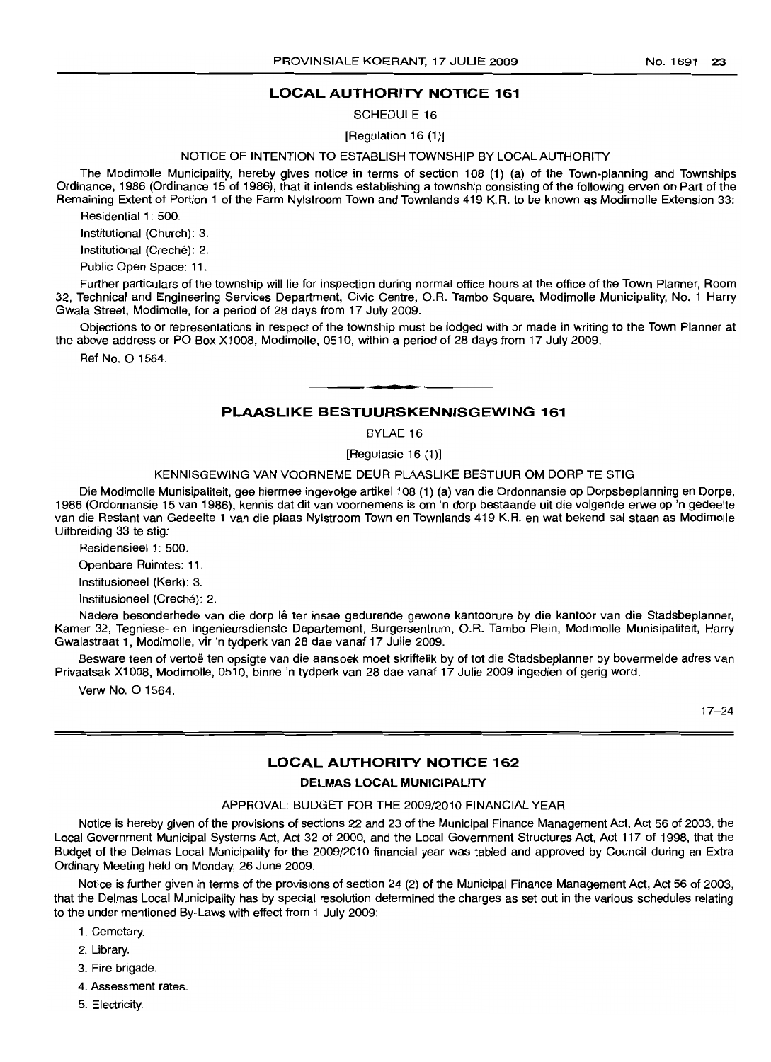## LOCAL AUTHORITY NOTICE 161

SCHEDULE 16

[Regulation 16 (1)]

NOTICE OF INTENTION TO ESTABLISH TOWNSHIP BY LOCAL AUTHORITY

The Modimolle Municipality, hereby gives notice in terms of section 108 (1) (a) of the Town-planning and Townships Ordinance, 1986 (Ordinance 15 of 1986), that it intends establishing a township consisting of the following erven on Part of the Remaining Extent of Portion 1 of the Farm Nylstroom Town and Townlands 419 K.R. to be known as Modimolle Extension 33:

Residential 1: 500.

Institutional (Church): 3.

Institutional (Creché): 2.

Public Open Space: 11.

Further particulars of the township will lie for inspection during normal office hours at the office of the Town Planner, Room 32, Technical and Engineering Services Department, Civic Centre, O.R. Tambo Square, Modimolle Municipality, No. 1 Harry Gwala Street, Modimolle, for a period of 28 days from 17 July 2009.

Objections to or representations in respect of the township must be lodged with or made in writing to the Town Planner at the above address or PO Box X1008, Modimolle, 0510, within a period of 28 days from 17 July 2009.

Ref No. O 1564.

---

## PLAASLIKE BESTUURSKENNISGEWING 161

BYLAE 16

[Regulasie 16 (1)]

KENNISGEWING VAN VOORNEME DEUR PLAASLIKE BESTUUR OM DORP TE STIG

Die Modimolle Munisipaliteit, gee hiermee ingevolge artikel 108 (1) (a) van die Ordonnansie op Dorpsbeplanning en Dorpe, 1986 (Ordonnansie 15 van 1986), kennis dat dit van voornemens is om 'n dorp bestaande uit die volgende erwe op 'n gedeelte van die Restant van Gedeelte 1 van die plaas Nylstroom Town en Townlands 419 K.R. en wat bekend sal staan as Modimolle Uitbreiding 33 te stig:

Residensieel 1: 500.

Openbare Ruimtes: 11.

Institusioneel (Kerk): 3.

Institusioneel (Creché): 2.

Nadere besonderhede van die dorp lê ter insae gedurende gewone kantoorure by die kantoor van die Stadsbeplanner, Kamer 32, Tegniese- en Ingenieursdienste Departement, Burgersentrum, O.R. Tambo Plein, Modimolle Munisipaliteit, Harry Gwalastraat 1, Modimolle, vir 'n tydperk van 28 dae vanaf 17 Julie 2009.

Besware teen of vertoë ten opsigte van die aansoek moet skriftelik by of tot die Stadsbeplanner by bovermelde adres van Privaatsak X1008, Modimolle, 0510, binne 'n tydperk van 28 dae vanaf 17 Julie 2009 ingedien of gerig word.

Verw No. O 1564.

17–24

---

## LOCAL AUTHORITY NOTICE 162

### DELMAS LOCAL MUNICIPALITY

APPROVAL: BUDGET FOR THE 2009/2010 FINANCIAL YEAR

Notice is hereby given of the provisions of sections 22 and 23 of the Municipal Finance Management Act, Act 56 of 2003, the Local Government Municipal Systems Act, Act 32 of 2000, and the Local Government Structures Act, Act 117 of 1998, that the Budget of the Delmas Local Municipality for the 2009/2010 financial year was tabled and approved by Council during an Extra Ordinary Meeting held on Monday, 26 June 2009.

Notice is further given in terms of the provisions of section 24 (2) of the Municipal Finance Management Act, Act 56 of 2003, that the Delmas Local Municipality has by special resolution determined the charges as set out in the various schedules relating to the under mentioned By-Laws with effect from 1 July 2009:

1. Cemetary.
2. Library.
3. Fire brigade.
4. Assessment rates.
5. Electricity.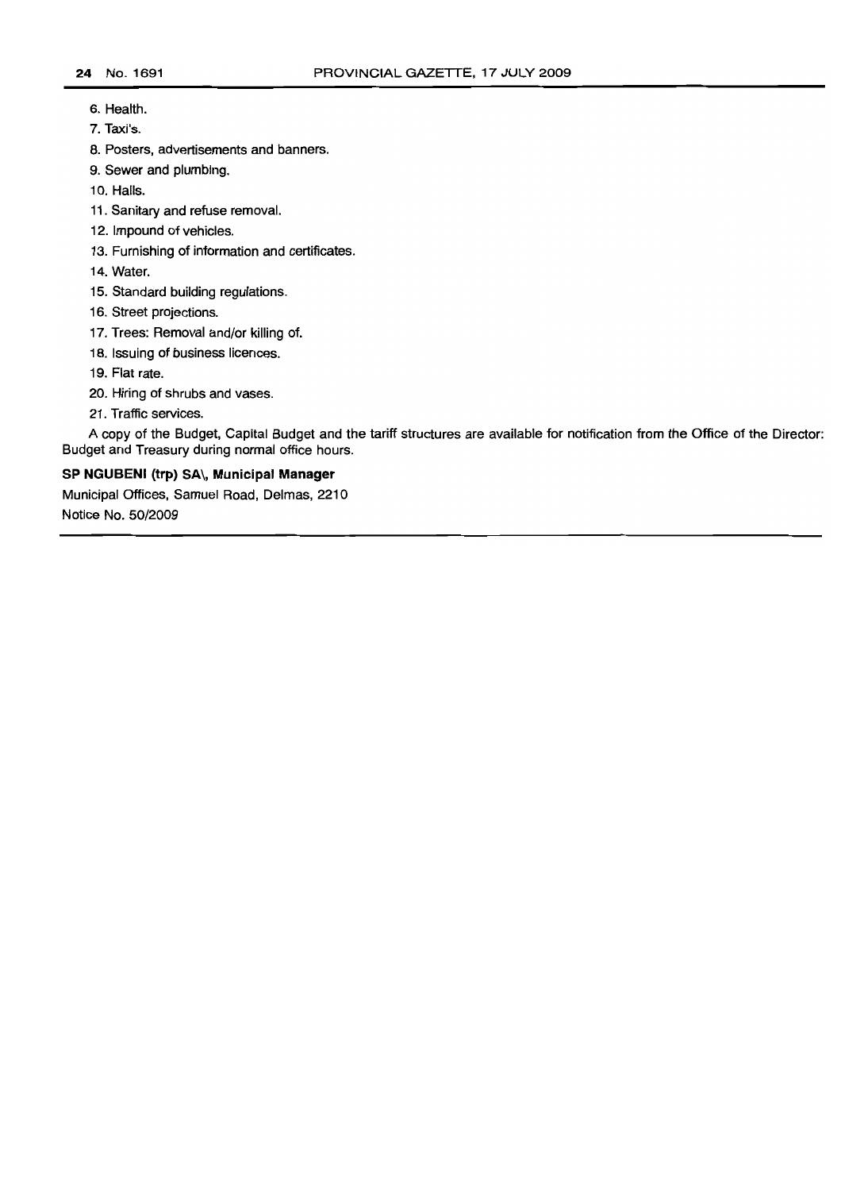6. Health.
7. Taxi's.
8. Posters, advertisements and banners.
9. Sewer and plumbing.
10. Halls.
11. Sanitary and refuse removal.
12. Impound of vehicles.
13. Furnishing of information and certificates.
14. Water.
15. Standard building regulations.
16. Street projections.
17. Trees: Removal and/or killing of.
18. Issuing of business licences.
19. Flat rate.
20. Hiring of shrubs and vases.
21. Traffic services.

A copy of the Budget, Capital Budget and the tariff structures are available for notification from the Office of the Director: Budget and Treasury during normal office hours.

**SP NGUBENI (trp) SA\, Municipal Manager**

Municipal Offices, Samuel Road, Delmas, 2210

Notice No. 50/2009